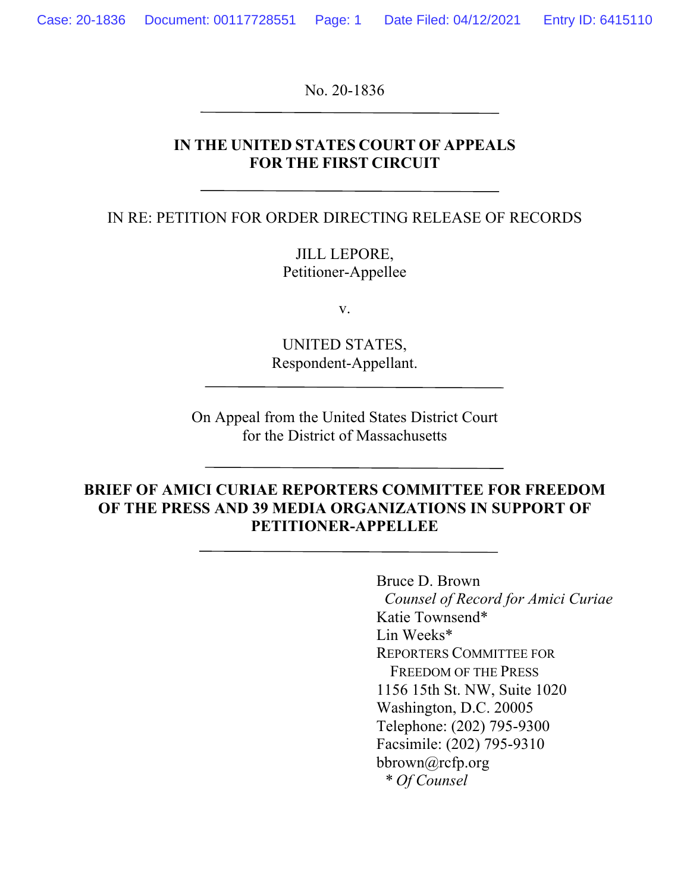No. 20-1836

**IN THE UNITED STATES COURT OF APPEALS**
**FOR THE FIRST CIRCUIT**

IN RE: PETITION FOR ORDER DIRECTING RELEASE OF RECORDS

JILL LEPORE,
Petitioner-Appellee

v.

UNITED STATES,
Respondent-Appellant.

On Appeal from the United States District Court
for the District of Massachusetts

**BRIEF OF AMICI CURIAE REPORTERS COMMITTEE FOR FREEDOM OF THE PRESS AND 39 MEDIA ORGANIZATIONS IN SUPPORT OF PETITIONER-APPELLEE**

Bruce D. Brown
*Counsel of Record for Amici Curiae*
Katie Townsend*
Lin Weeks*
REPORTERS COMMITTEE FOR FREEDOM OF THE PRESS
1156 15th St. NW, Suite 1020
Washington, D.C. 20005
Telephone: (202) 795-9300
Facsimile: (202) 795-9310
bbrown@rcfp.org
\* *Of Counsel*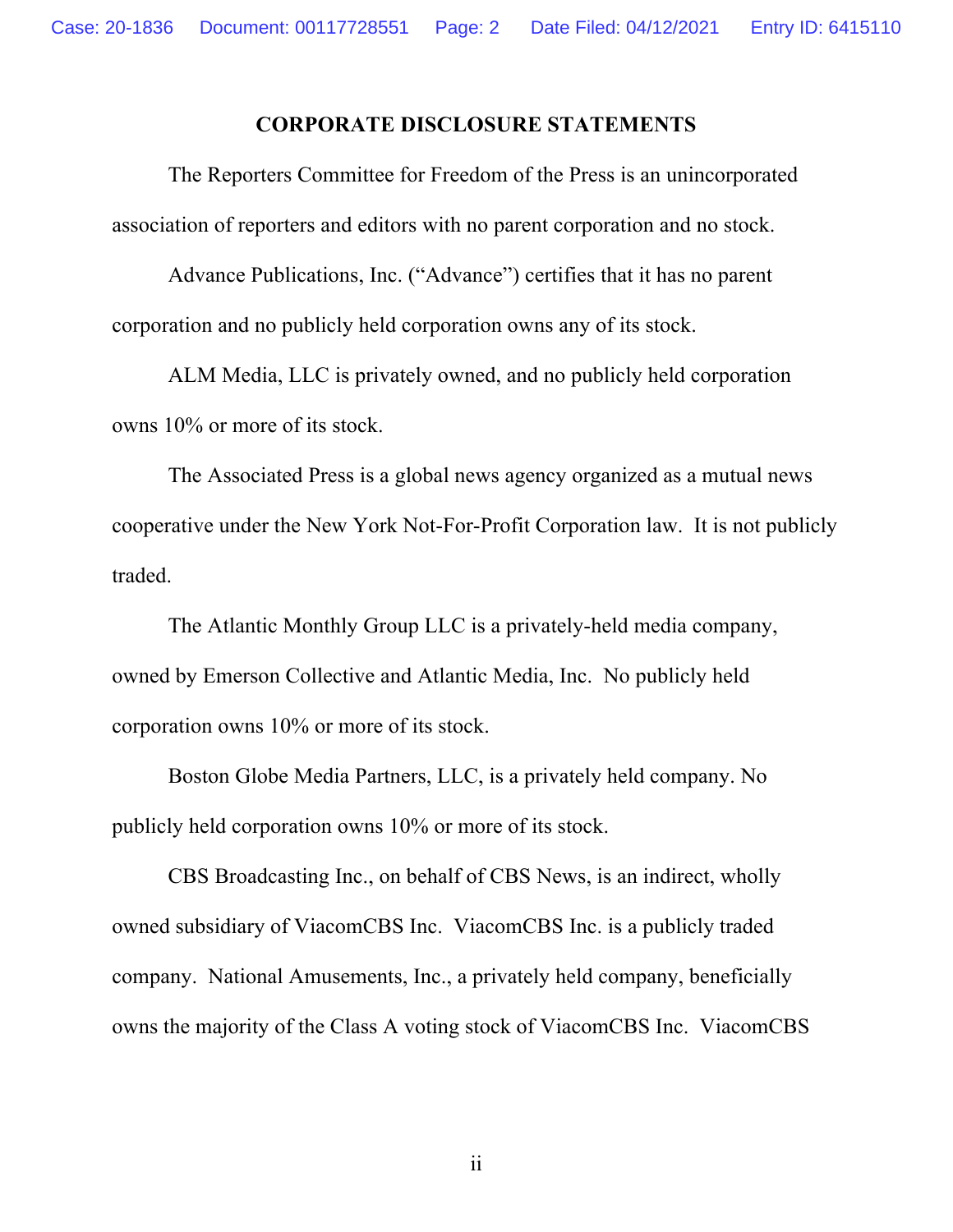**CORPORATE DISCLOSURE STATEMENTS**

The Reporters Committee for Freedom of the Press is an unincorporated association of reporters and editors with no parent corporation and no stock.

Advance Publications, Inc. ("Advance") certifies that it has no parent corporation and no publicly held corporation owns any of its stock.

ALM Media, LLC is privately owned, and no publicly held corporation owns 10% or more of its stock.

The Associated Press is a global news agency organized as a mutual news cooperative under the New York Not-For-Profit Corporation law. It is not publicly traded.

The Atlantic Monthly Group LLC is a privately-held media company, owned by Emerson Collective and Atlantic Media, Inc. No publicly held corporation owns 10% or more of its stock.

Boston Globe Media Partners, LLC, is a privately held company. No publicly held corporation owns 10% or more of its stock.

CBS Broadcasting Inc., on behalf of CBS News, is an indirect, wholly owned subsidiary of ViacomCBS Inc. ViacomCBS Inc. is a publicly traded company. National Amusements, Inc., a privately held company, beneficially owns the majority of the Class A voting stock of ViacomCBS Inc. ViacomCBS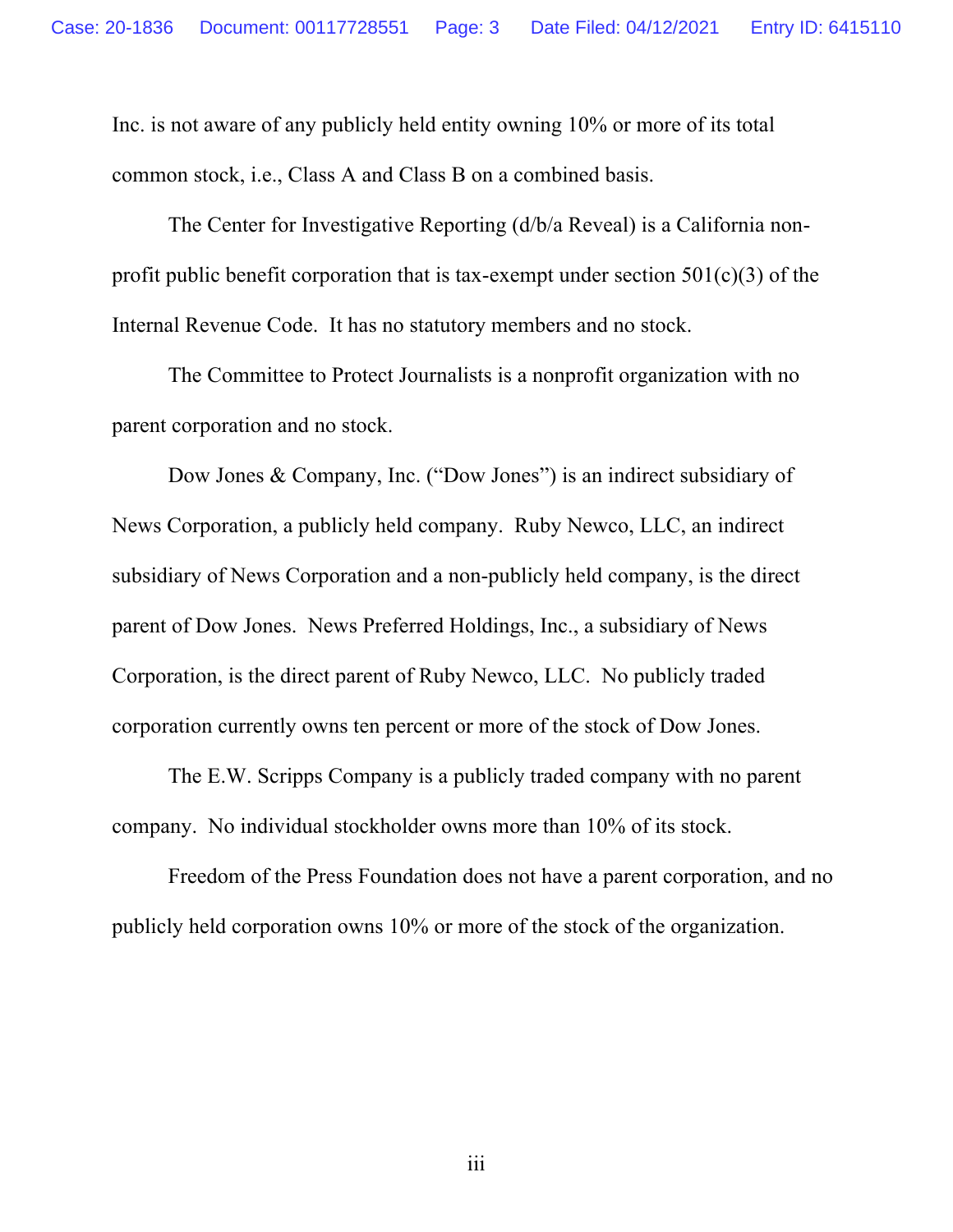Inc. is not aware of any publicly held entity owning 10% or more of its total common stock, i.e., Class A and Class B on a combined basis.

The Center for Investigative Reporting (d/b/a Reveal) is a California non-profit public benefit corporation that is tax-exempt under section 501(c)(3) of the Internal Revenue Code. It has no statutory members and no stock.

The Committee to Protect Journalists is a nonprofit organization with no parent corporation and no stock.

Dow Jones & Company, Inc. ("Dow Jones") is an indirect subsidiary of News Corporation, a publicly held company. Ruby Newco, LLC, an indirect subsidiary of News Corporation and a non-publicly held company, is the direct parent of Dow Jones. News Preferred Holdings, Inc., a subsidiary of News Corporation, is the direct parent of Ruby Newco, LLC. No publicly traded corporation currently owns ten percent or more of the stock of Dow Jones.

The E.W. Scripps Company is a publicly traded company with no parent company. No individual stockholder owns more than 10% of its stock.

Freedom of the Press Foundation does not have a parent corporation, and no publicly held corporation owns 10% or more of the stock of the organization.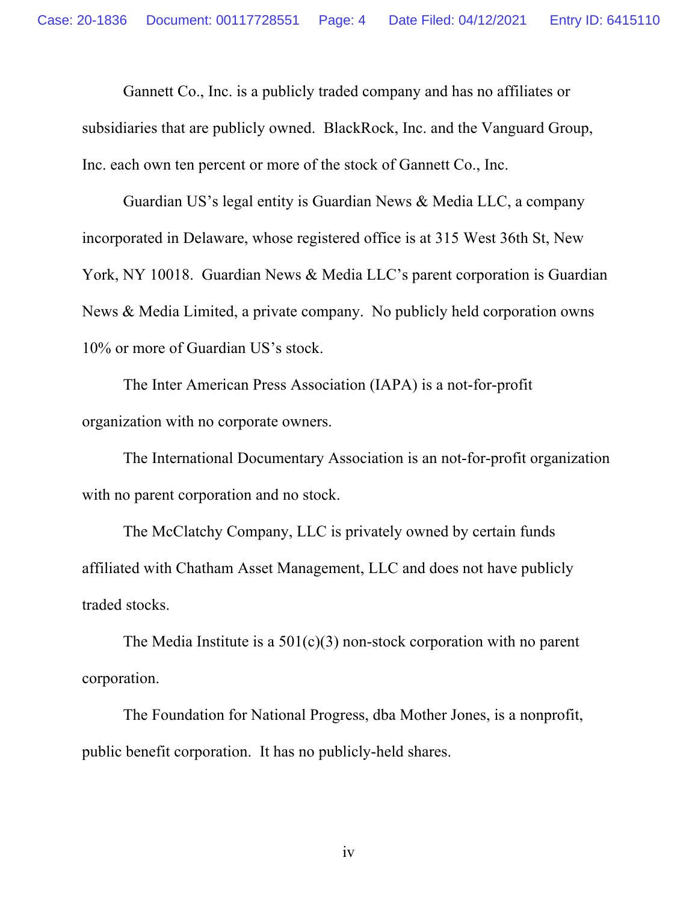Gannett Co., Inc. is a publicly traded company and has no affiliates or subsidiaries that are publicly owned. BlackRock, Inc. and the Vanguard Group, Inc. each own ten percent or more of the stock of Gannett Co., Inc.

Guardian US's legal entity is Guardian News & Media LLC, a company incorporated in Delaware, whose registered office is at 315 West 36th St, New York, NY 10018. Guardian News & Media LLC's parent corporation is Guardian News & Media Limited, a private company. No publicly held corporation owns 10% or more of Guardian US's stock.

The Inter American Press Association (IAPA) is a not-for-profit organization with no corporate owners.

The International Documentary Association is an not-for-profit organization with no parent corporation and no stock.

The McClatchy Company, LLC is privately owned by certain funds affiliated with Chatham Asset Management, LLC and does not have publicly traded stocks.

The Media Institute is a 501(c)(3) non-stock corporation with no parent corporation.

The Foundation for National Progress, dba Mother Jones, is a nonprofit, public benefit corporation. It has no publicly-held shares.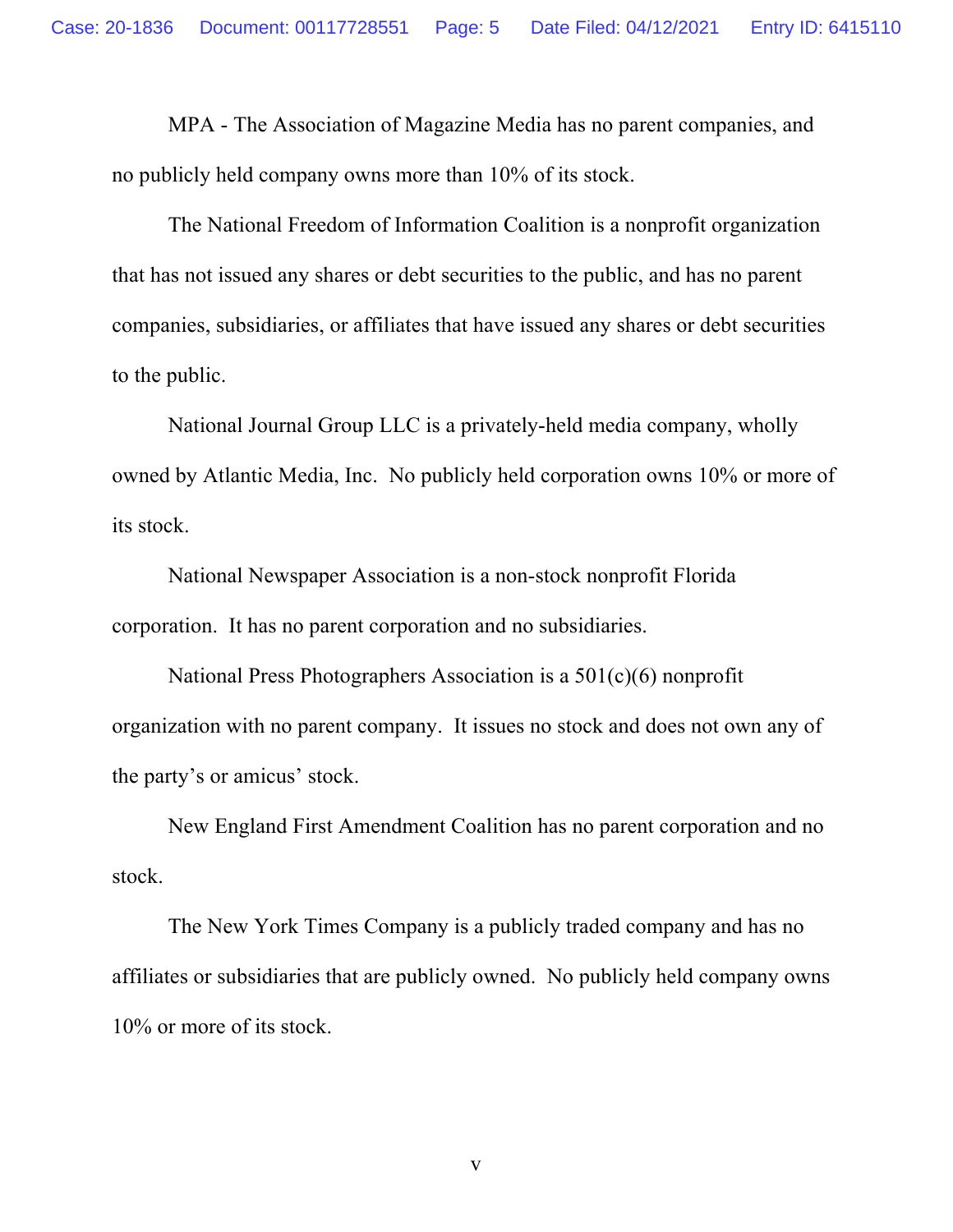MPA - The Association of Magazine Media has no parent companies, and no publicly held company owns more than 10% of its stock.

The National Freedom of Information Coalition is a nonprofit organization that has not issued any shares or debt securities to the public, and has no parent companies, subsidiaries, or affiliates that have issued any shares or debt securities to the public.

National Journal Group LLC is a privately-held media company, wholly owned by Atlantic Media, Inc. No publicly held corporation owns 10% or more of its stock.

National Newspaper Association is a non-stock nonprofit Florida corporation. It has no parent corporation and no subsidiaries.

National Press Photographers Association is a 501(c)(6) nonprofit organization with no parent company. It issues no stock and does not own any of the party's or amicus' stock.

New England First Amendment Coalition has no parent corporation and no stock.

The New York Times Company is a publicly traded company and has no affiliates or subsidiaries that are publicly owned. No publicly held company owns 10% or more of its stock.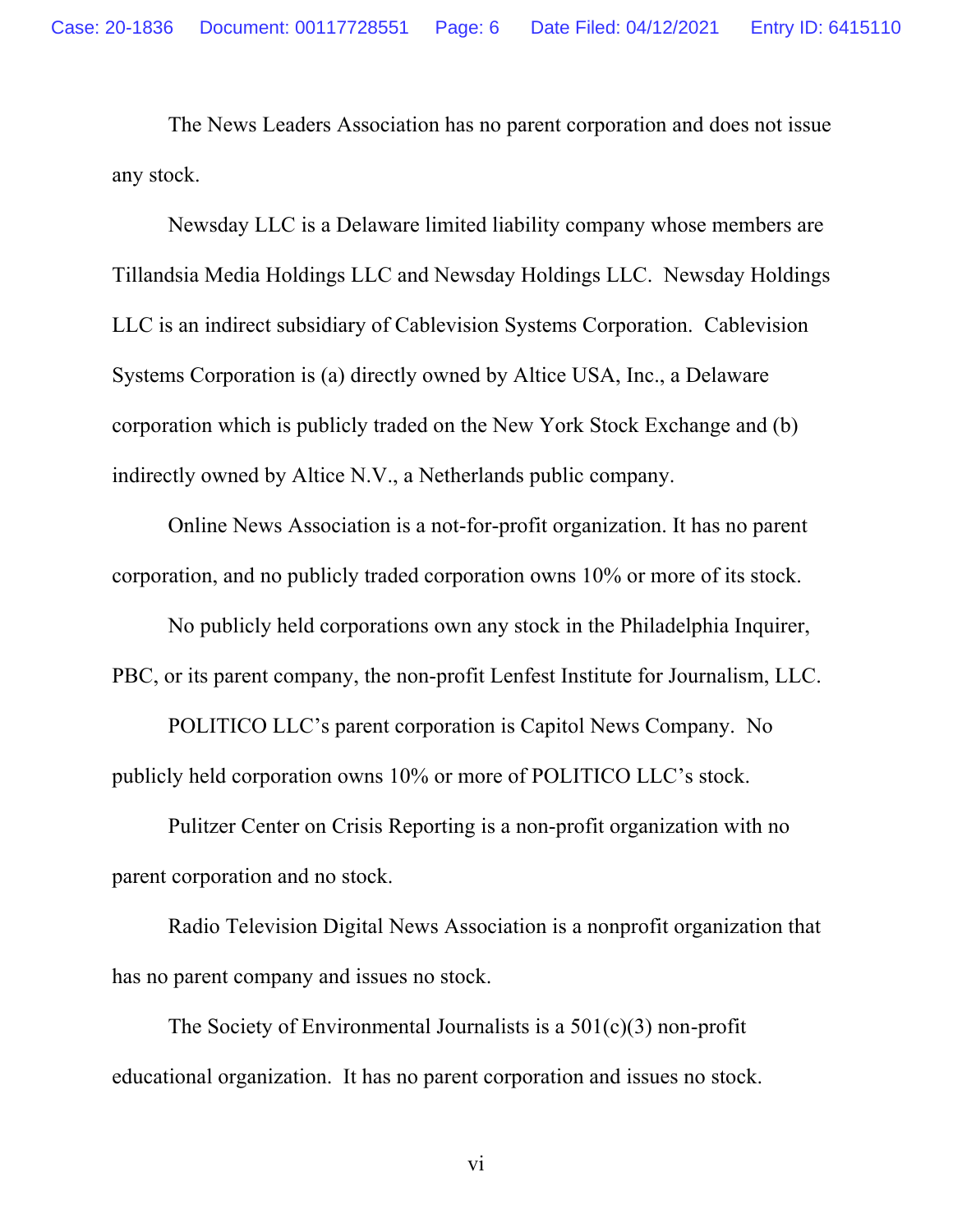The News Leaders Association has no parent corporation and does not issue any stock.

Newsday LLC is a Delaware limited liability company whose members are Tillandsia Media Holdings LLC and Newsday Holdings LLC. Newsday Holdings LLC is an indirect subsidiary of Cablevision Systems Corporation. Cablevision Systems Corporation is (a) directly owned by Altice USA, Inc., a Delaware corporation which is publicly traded on the New York Stock Exchange and (b) indirectly owned by Altice N.V., a Netherlands public company.

Online News Association is a not-for-profit organization. It has no parent corporation, and no publicly traded corporation owns 10% or more of its stock.

No publicly held corporations own any stock in the Philadelphia Inquirer, PBC, or its parent company, the non-profit Lenfest Institute for Journalism, LLC.

POLITICO LLC's parent corporation is Capitol News Company. No publicly held corporation owns 10% or more of POLITICO LLC's stock.

Pulitzer Center on Crisis Reporting is a non-profit organization with no parent corporation and no stock.

Radio Television Digital News Association is a nonprofit organization that has no parent company and issues no stock.

The Society of Environmental Journalists is a 501(c)(3) non-profit educational organization. It has no parent corporation and issues no stock.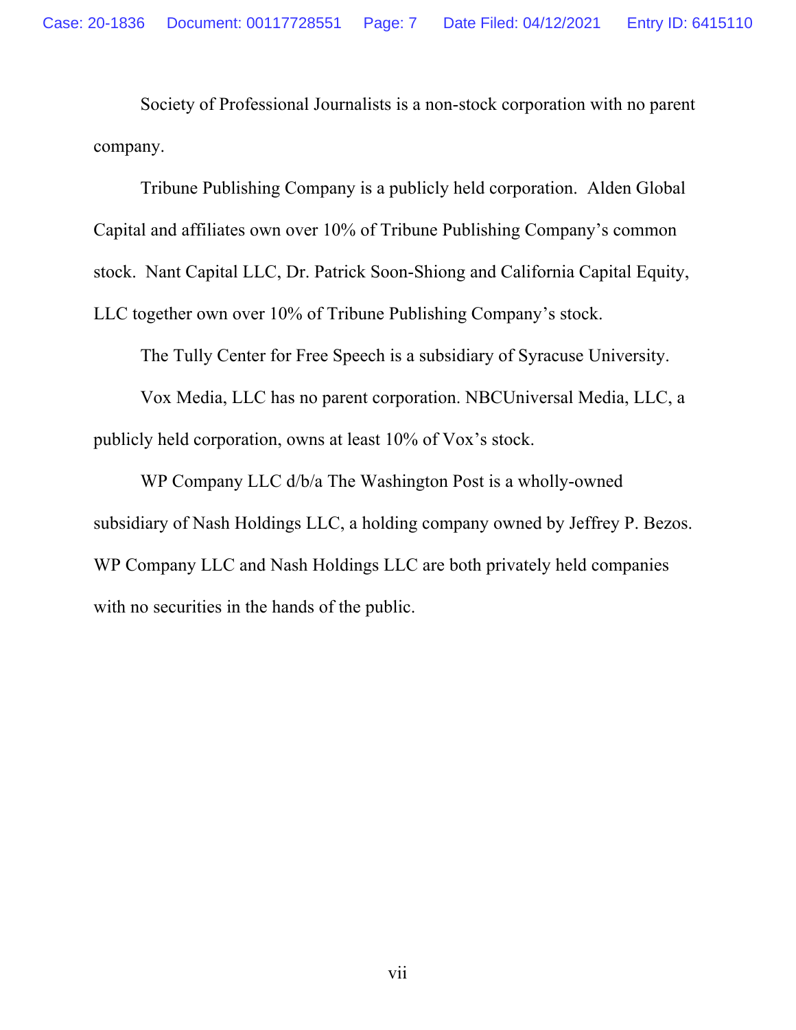Society of Professional Journalists is a non-stock corporation with no parent company.

Tribune Publishing Company is a publicly held corporation. Alden Global Capital and affiliates own over 10% of Tribune Publishing Company's common stock. Nant Capital LLC, Dr. Patrick Soon-Shiong and California Capital Equity, LLC together own over 10% of Tribune Publishing Company's stock.

The Tully Center for Free Speech is a subsidiary of Syracuse University.

Vox Media, LLC has no parent corporation. NBCUniversal Media, LLC, a publicly held corporation, owns at least 10% of Vox's stock.

WP Company LLC d/b/a The Washington Post is a wholly-owned subsidiary of Nash Holdings LLC, a holding company owned by Jeffrey P. Bezos. WP Company LLC and Nash Holdings LLC are both privately held companies with no securities in the hands of the public.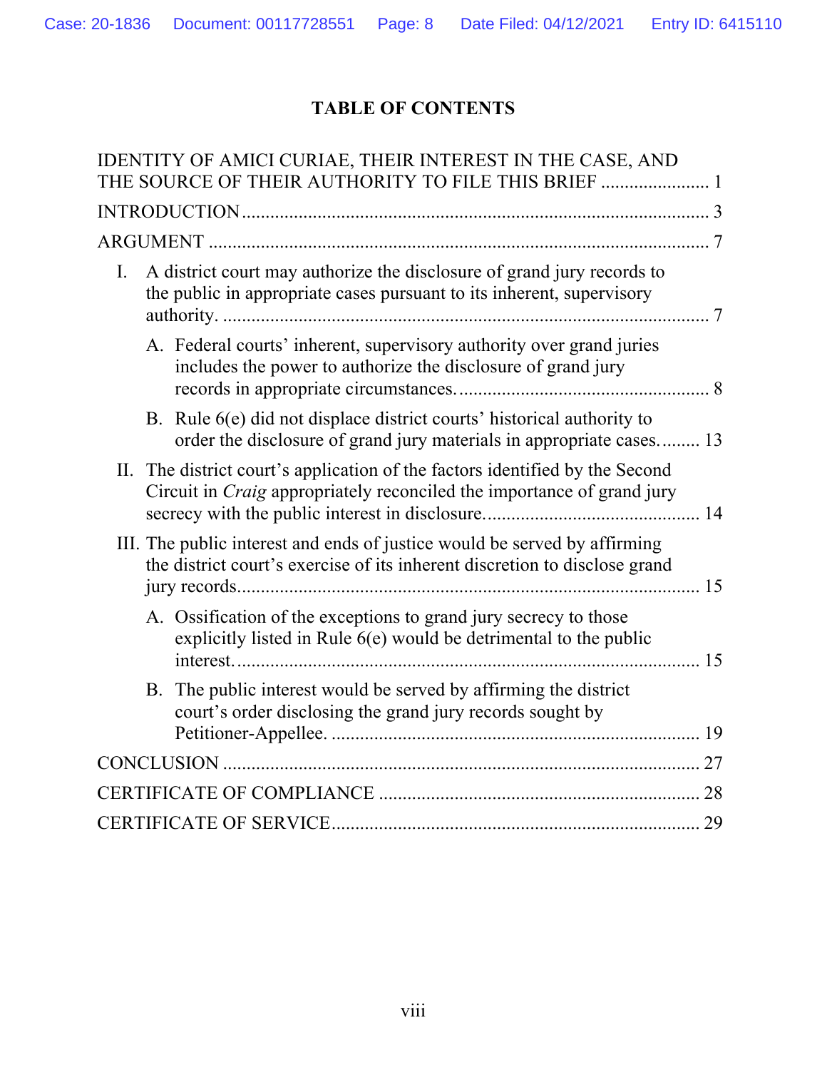# TABLE OF CONTENTS

IDENTITY OF AMICI CURIAE, THEIR INTEREST IN THE CASE, AND THE SOURCE OF THEIR AUTHORITY TO FILE THIS BRIEF ....................... 1

INTRODUCTION ................................................................................................. 3

ARGUMENT ........................................................................................................ 7

I. A district court may authorize the disclosure of grand jury records to the public in appropriate cases pursuant to its inherent, supervisory authority. ...................................................................................... 7

   A. Federal courts' inherent, supervisory authority over grand juries includes the power to authorize the disclosure of grand jury records in appropriate circumstances. .................................................... 8

   B. Rule 6(e) did not displace district courts' historical authority to order the disclosure of grand jury materials in appropriate cases. ........ 13

II. The district court's application of the factors identified by the Second Circuit in *Craig* appropriately reconciled the importance of grand jury secrecy with the public interest in disclosure. ............................................ 14

III. The public interest and ends of justice would be served by affirming the district court's exercise of its inherent discretion to disclose grand jury records................................................................................................. 15

   A. Ossification of the exceptions to grand jury secrecy to those explicitly listed in Rule 6(e) would be detrimental to the public interest. ................................................................................................. 15

   B. The public interest would be served by affirming the district court's order disclosing the grand jury records sought by Petitioner-Appellee. .............................................................................. 19

CONCLUSION .................................................................................................... 27

CERTIFICATE OF COMPLIANCE ................................................................... 28

CERTIFICATE OF SERVICE............................................................................. 29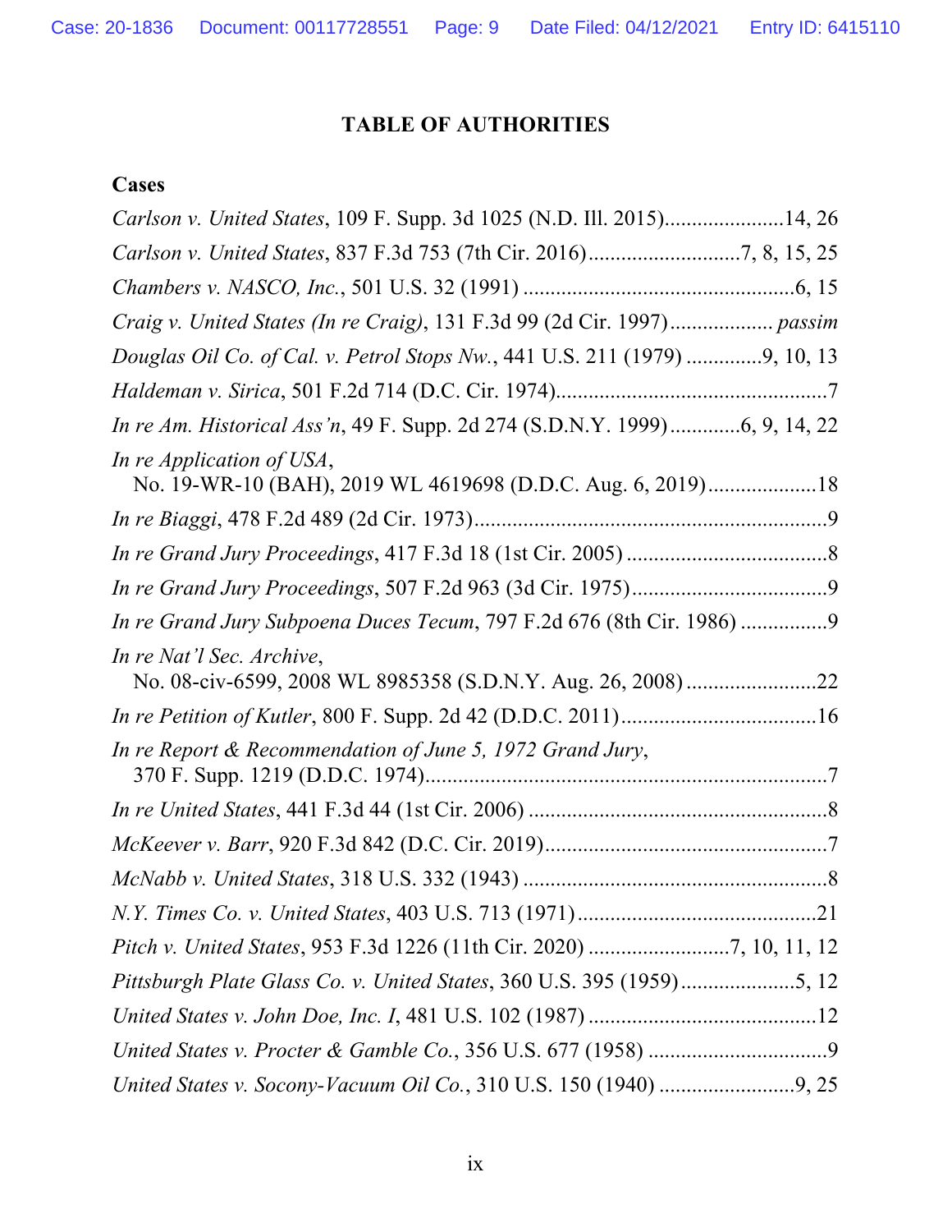## TABLE OF AUTHORITIES

### Cases

*Carlson v. United States*, 109 F. Supp. 3d 1025 (N.D. Ill. 2015)......................14, 26

*Carlson v. United States*, 837 F.3d 753 (7th Cir. 2016)...........................7, 8, 15, 25

*Chambers v. NASCO, Inc.*, 501 U.S. 32 (1991) ..................................................6, 15

*Craig v. United States (In re Craig)*, 131 F.3d 99 (2d Cir. 1997).................. *passim*

*Douglas Oil Co. of Cal. v. Petrol Stops Nw.*, 441 U.S. 211 (1979) .............9, 10, 13

*Haldeman v. Sirica*, 501 F.2d 714 (D.C. Cir. 1974).................................................7

*In re Am. Historical Ass'n*, 49 F. Supp. 2d 274 (S.D.N.Y. 1999)............6, 9, 14, 22

*In re Application of USA*, No. 19-WR-10 (BAH), 2019 WL 4619698 (D.D.C. Aug. 6, 2019)...................18

*In re Biaggi*, 478 F.2d 489 (2d Cir. 1973)................................................................9

*In re Grand Jury Proceedings*, 417 F.3d 18 (1st Cir. 2005) ....................................8

*In re Grand Jury Proceedings*, 507 F.2d 963 (3d Cir. 1975)...................................9

*In re Grand Jury Subpoena Duces Tecum*, 797 F.2d 676 (8th Cir. 1986) ................9

*In re Nat'l Sec. Archive*, No. 08-civ-6599, 2008 WL 8985358 (S.D.N.Y. Aug. 26, 2008) ........................22

*In re Petition of Kutler*, 800 F. Supp. 2d 42 (D.D.C. 2011)...................................16

*In re Report & Recommendation of June 5, 1972 Grand Jury*, 370 F. Supp. 1219 (D.D.C. 1974).........................................................................7

*In re United States*, 441 F.3d 44 (1st Cir. 2006) ......................................................8

*McKeever v. Barr*, 920 F.3d 842 (D.C. Cir. 2019)...................................................7

*McNabb v. United States*, 318 U.S. 332 (1943) .......................................................8

*N.Y. Times Co. v. United States*, 403 U.S. 713 (1971)...........................................21

*Pitch v. United States*, 953 F.3d 1226 (11th Cir. 2020) ..........................7, 10, 11, 12

*Pittsburgh Plate Glass Co. v. United States*, 360 U.S. 395 (1959).....................5, 12

*United States v. John Doe, Inc. I*, 481 U.S. 102 (1987) ..........................................12

*United States v. Procter & Gamble Co.*, 356 U.S. 677 (1958) .................................9

*United States v. Socony-Vacuum Oil Co.*, 310 U.S. 150 (1940) .........................9, 25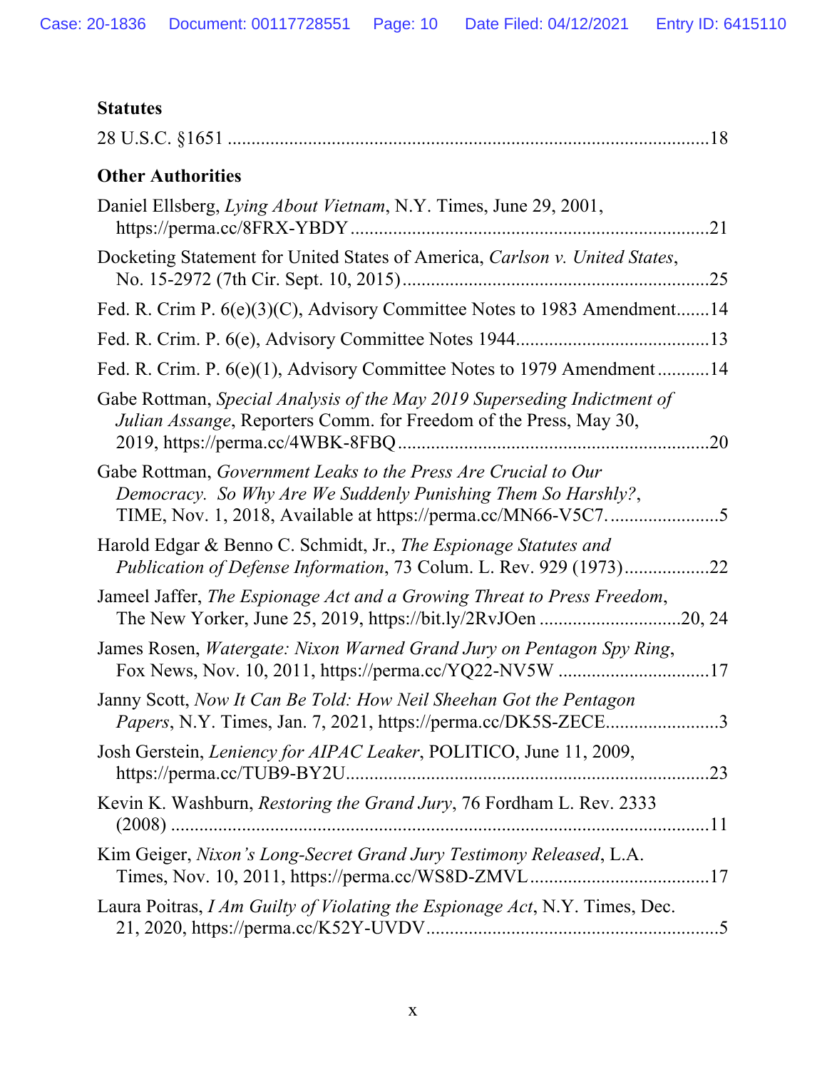**Statutes**

28 U.S.C. §1651 ....................................................................................................18

**Other Authorities**

Daniel Ellsberg, *Lying About Vietnam*, N.Y. Times, June 29, 2001, https://perma.cc/8FRX-YBDY ..........................................................................21

Docketing Statement for United States of America, *Carlson v. United States*, No. 15-2972 (7th Cir. Sept. 10, 2015)................................................................25

Fed. R. Crim P. 6(e)(3)(C), Advisory Committee Notes to 1983 Amendment.......14

Fed. R. Crim. P. 6(e), Advisory Committee Notes 1944.........................................13

Fed. R. Crim. P. 6(e)(1), Advisory Committee Notes to 1979 Amendment ...........14

Gabe Rottman, *Special Analysis of the May 2019 Superseding Indictment of Julian Assange*, Reporters Comm. for Freedom of the Press, May 30, 2019, https://perma.cc/4WBK-8FBQ.................................................................20

Gabe Rottman, *Government Leaks to the Press Are Crucial to Our Democracy. So Why Are We Suddenly Punishing Them So Harshly?*, TIME, Nov. 1, 2018, Available at https://perma.cc/MN66-V5C7.......................5

Harold Edgar & Benno C. Schmidt, Jr., *The Espionage Statutes and Publication of Defense Information*, 73 Colum. L. Rev. 929 (1973).................22

Jameel Jaffer, *The Espionage Act and a Growing Threat to Press Freedom*, The New Yorker, June 25, 2019, https://bit.ly/2RvJOen .............................20, 24

James Rosen, *Watergate: Nixon Warned Grand Jury on Pentagon Spy Ring*, Fox News, Nov. 10, 2011, https://perma.cc/YQ22-NV5W ...............................17

Janny Scott, *Now It Can Be Told: How Neil Sheehan Got the Pentagon Papers*, N.Y. Times, Jan. 7, 2021, https://perma.cc/DK5S-ZECE.......................3

Josh Gerstein, *Leniency for AIPAC Leaker*, POLITICO, June 11, 2009, https://perma.cc/TUB9-BY2U............................................................................23

Kevin K. Washburn, *Restoring the Grand Jury*, 76 Fordham L. Rev. 2333 (2008) ...................................................................................................11

Kim Geiger, *Nixon's Long-Secret Grand Jury Testimony Released*, L.A. Times, Nov. 10, 2011, https://perma.cc/WS8D-ZMVL......................................17

Laura Poitras, *I Am Guilty of Violating the Espionage Act*, N.Y. Times, Dec. 21, 2020, https://perma.cc/K52Y-UVDV.............................................................5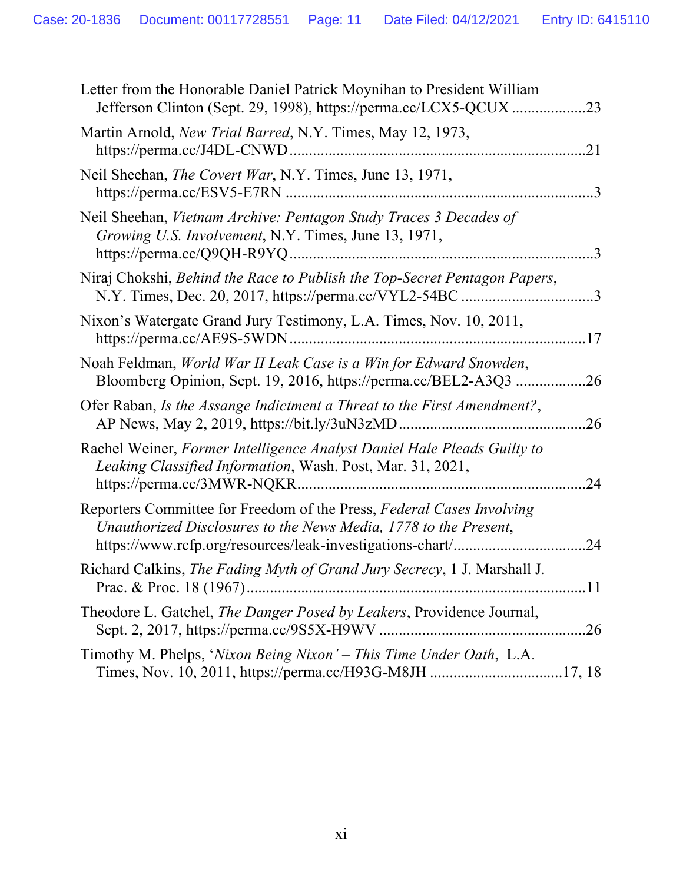Letter from the Honorable Daniel Patrick Moynihan to President William Jefferson Clinton (Sept. 29, 1998), https://perma.cc/LCX5-QCUX ..................23

Martin Arnold, *New Trial Barred*, N.Y. Times, May 12, 1973, https://perma.cc/J4DL-CNWD ..........................................................................21

Neil Sheehan, *The Covert War*, N.Y. Times, June 13, 1971, https://perma.cc/ESV5-E7RN ..............................................................................3

Neil Sheehan, *Vietnam Archive: Pentagon Study Traces 3 Decades of Growing U.S. Involvement*, N.Y. Times, June 13, 1971, https://perma.cc/Q9QH-R9YQ ............................................................................3

Niraj Chokshi, *Behind the Race to Publish the Top-Secret Pentagon Papers*, N.Y. Times, Dec. 20, 2017, https://perma.cc/VYL2-54BC .................................3

Nixon's Watergate Grand Jury Testimony, L.A. Times, Nov. 10, 2011, https://perma.cc/AE9S-5WDN ..........................................................................17

Noah Feldman, *World War II Leak Case is a Win for Edward Snowden*, Bloomberg Opinion, Sept. 19, 2016, https://perma.cc/BEL2-A3Q3 ..................26

Ofer Raban, *Is the Assange Indictment a Threat to the First Amendment?*, AP News, May 2, 2019, https://bit.ly/3uN3zMD ...............................................26

Rachel Weiner, *Former Intelligence Analyst Daniel Hale Pleads Guilty to Leaking Classified Information*, Wash. Post, Mar. 31, 2021, https://perma.cc/3MWR-NQKR........................................................................24

Reporters Committee for Freedom of the Press, *Federal Cases Involving Unauthorized Disclosures to the News Media, 1778 to the Present*, https://www.rcfp.org/resources/leak-investigations-chart/..................................24

Richard Calkins, *The Fading Myth of Grand Jury Secrecy*, 1 J. Marshall J. Prac. & Proc. 18 (1967)......................................................................................11

Theodore L. Gatchel, *The Danger Posed by Leakers*, Providence Journal, Sept. 2, 2017, https://perma.cc/9S5X-H9WV ....................................................26

Timothy M. Phelps, '*Nixon Being Nixon' – This Time Under Oath*, L.A. Times, Nov. 10, 2011, https://perma.cc/H93G-M8JH ..................................17, 18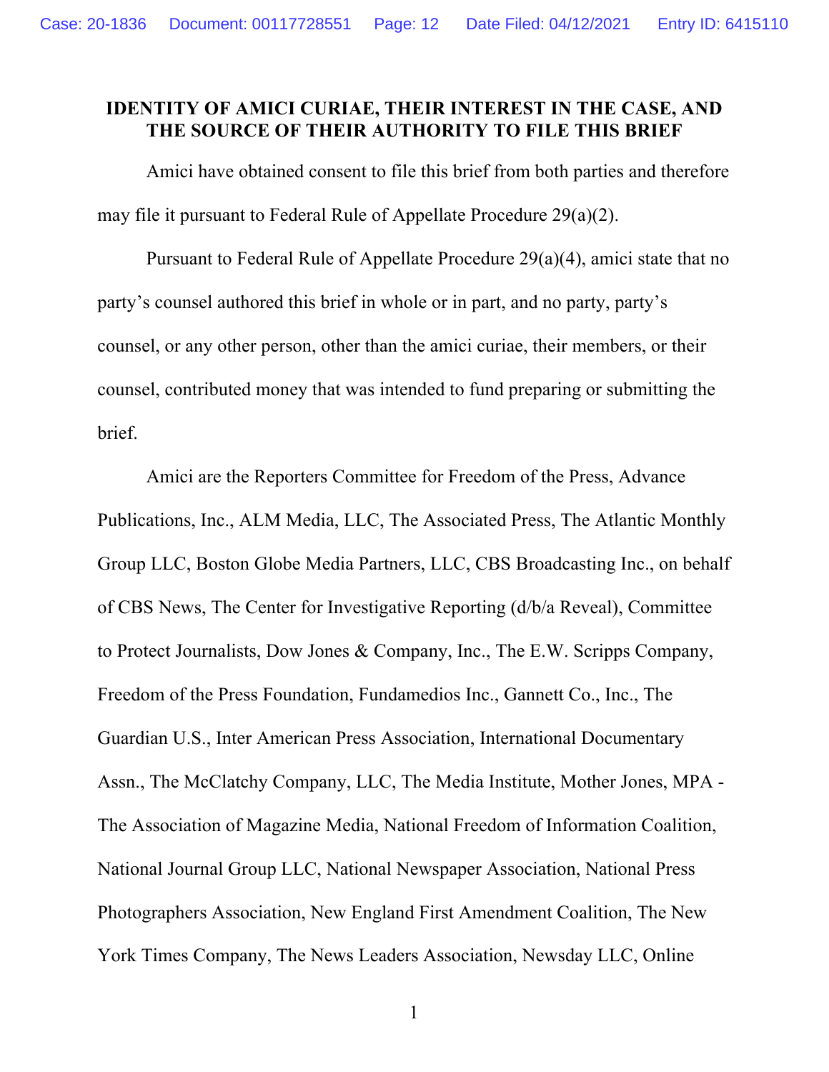## IDENTITY OF AMICI CURIAE, THEIR INTEREST IN THE CASE, AND THE SOURCE OF THEIR AUTHORITY TO FILE THIS BRIEF

Amici have obtained consent to file this brief from both parties and therefore may file it pursuant to Federal Rule of Appellate Procedure 29(a)(2).

Pursuant to Federal Rule of Appellate Procedure 29(a)(4), amici state that no party's counsel authored this brief in whole or in part, and no party, party's counsel, or any other person, other than the amici curiae, their members, or their counsel, contributed money that was intended to fund preparing or submitting the brief.

Amici are the Reporters Committee for Freedom of the Press, Advance Publications, Inc., ALM Media, LLC, The Associated Press, The Atlantic Monthly Group LLC, Boston Globe Media Partners, LLC, CBS Broadcasting Inc., on behalf of CBS News, The Center for Investigative Reporting (d/b/a Reveal), Committee to Protect Journalists, Dow Jones & Company, Inc., The E.W. Scripps Company, Freedom of the Press Foundation, Fundamedios Inc., Gannett Co., Inc., The Guardian U.S., Inter American Press Association, International Documentary Assn., The McClatchy Company, LLC, The Media Institute, Mother Jones, MPA - The Association of Magazine Media, National Freedom of Information Coalition, National Journal Group LLC, National Newspaper Association, National Press Photographers Association, New England First Amendment Coalition, The New York Times Company, The News Leaders Association, Newsday LLC, Online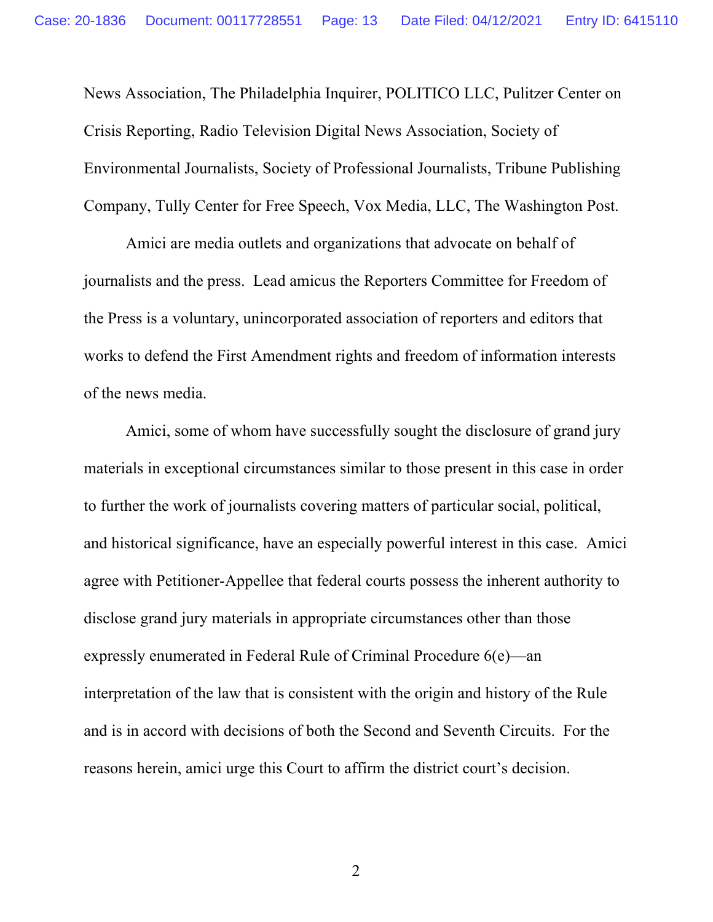News Association, The Philadelphia Inquirer, POLITICO LLC, Pulitzer Center on Crisis Reporting, Radio Television Digital News Association, Society of Environmental Journalists, Society of Professional Journalists, Tribune Publishing Company, Tully Center for Free Speech, Vox Media, LLC, The Washington Post.

Amici are media outlets and organizations that advocate on behalf of journalists and the press. Lead amicus the Reporters Committee for Freedom of the Press is a voluntary, unincorporated association of reporters and editors that works to defend the First Amendment rights and freedom of information interests of the news media.

Amici, some of whom have successfully sought the disclosure of grand jury materials in exceptional circumstances similar to those present in this case in order to further the work of journalists covering matters of particular social, political, and historical significance, have an especially powerful interest in this case. Amici agree with Petitioner-Appellee that federal courts possess the inherent authority to disclose grand jury materials in appropriate circumstances other than those expressly enumerated in Federal Rule of Criminal Procedure 6(e)—an interpretation of the law that is consistent with the origin and history of the Rule and is in accord with decisions of both the Second and Seventh Circuits. For the reasons herein, amici urge this Court to affirm the district court's decision.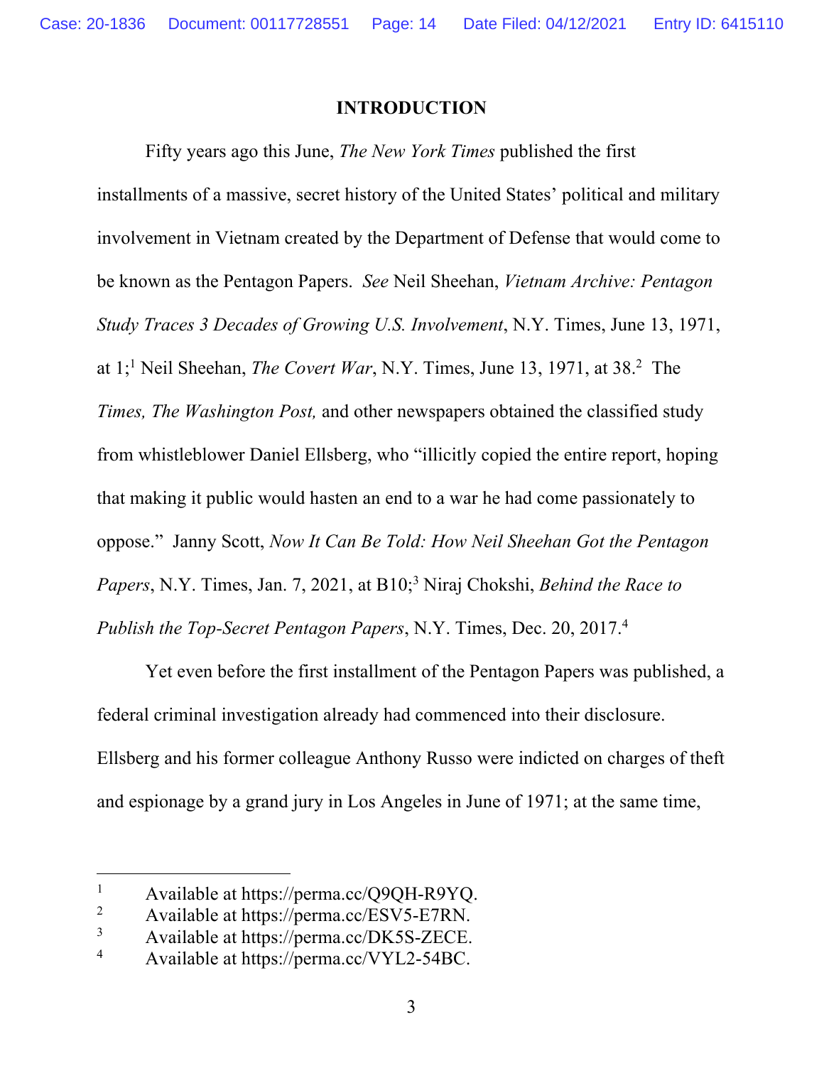## INTRODUCTION

Fifty years ago this June, *The New York Times* published the first installments of a massive, secret history of the United States' political and military involvement in Vietnam created by the Department of Defense that would come to be known as the Pentagon Papers. *See* Neil Sheehan, *Vietnam Archive: Pentagon Study Traces 3 Decades of Growing U.S. Involvement*, N.Y. Times, June 13, 1971, at 1;[1] Neil Sheehan, *The Covert War*, N.Y. Times, June 13, 1971, at 38.[2] The *Times, The Washington Post,* and other newspapers obtained the classified study from whistleblower Daniel Ellsberg, who "illicitly copied the entire report, hoping that making it public would hasten an end to a war he had come passionately to oppose." Janny Scott, *Now It Can Be Told: How Neil Sheehan Got the Pentagon Papers*, N.Y. Times, Jan. 7, 2021, at B10;[3] Niraj Chokshi, *Behind the Race to Publish the Top-Secret Pentagon Papers*, N.Y. Times, Dec. 20, 2017.[4]

Yet even before the first installment of the Pentagon Papers was published, a federal criminal investigation already had commenced into their disclosure. Ellsberg and his former colleague Anthony Russo were indicted on charges of theft and espionage by a grand jury in Los Angeles in June of 1971; at the same time,

---

[1] Available at https://perma.cc/Q9QH-R9YQ.

[2] Available at https://perma.cc/ESV5-E7RN.

[3] Available at https://perma.cc/DK5S-ZECE.

[4] Available at https://perma.cc/VYL2-54BC.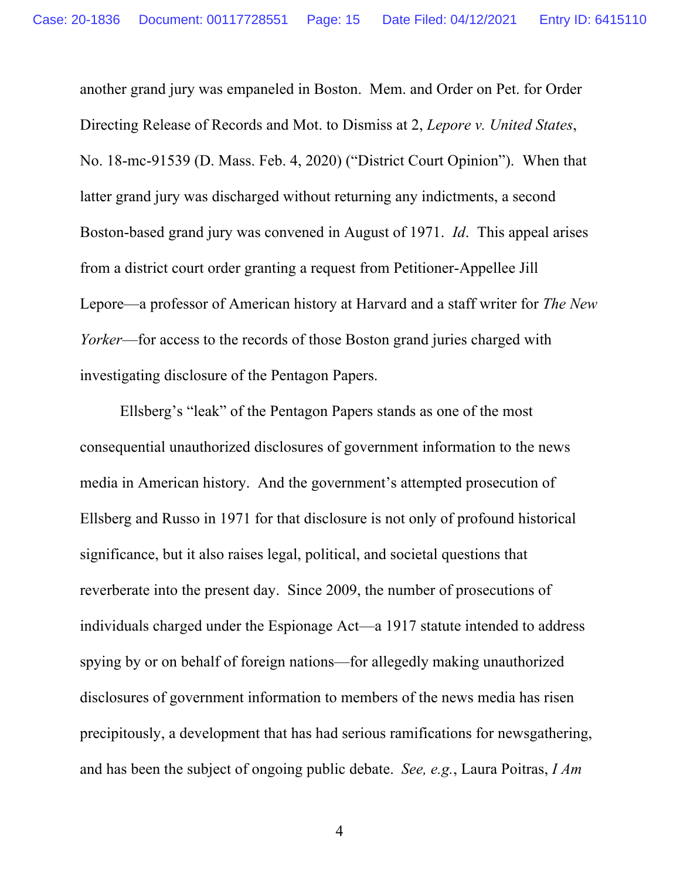another grand jury was empaneled in Boston. Mem. and Order on Pet. for Order Directing Release of Records and Mot. to Dismiss at 2, *Lepore v. United States*, No. 18-mc-91539 (D. Mass. Feb. 4, 2020) ("District Court Opinion"). When that latter grand jury was discharged without returning any indictments, a second Boston-based grand jury was convened in August of 1971. *Id*. This appeal arises from a district court order granting a request from Petitioner-Appellee Jill Lepore—a professor of American history at Harvard and a staff writer for *The New Yorker*—for access to the records of those Boston grand juries charged with investigating disclosure of the Pentagon Papers.

Ellsberg's "leak" of the Pentagon Papers stands as one of the most consequential unauthorized disclosures of government information to the news media in American history. And the government's attempted prosecution of Ellsberg and Russo in 1971 for that disclosure is not only of profound historical significance, but it also raises legal, political, and societal questions that reverberate into the present day. Since 2009, the number of prosecutions of individuals charged under the Espionage Act—a 1917 statute intended to address spying by or on behalf of foreign nations—for allegedly making unauthorized disclosures of government information to members of the news media has risen precipitously, a development that has had serious ramifications for newsgathering, and has been the subject of ongoing public debate. *See, e.g.*, Laura Poitras, *I Am*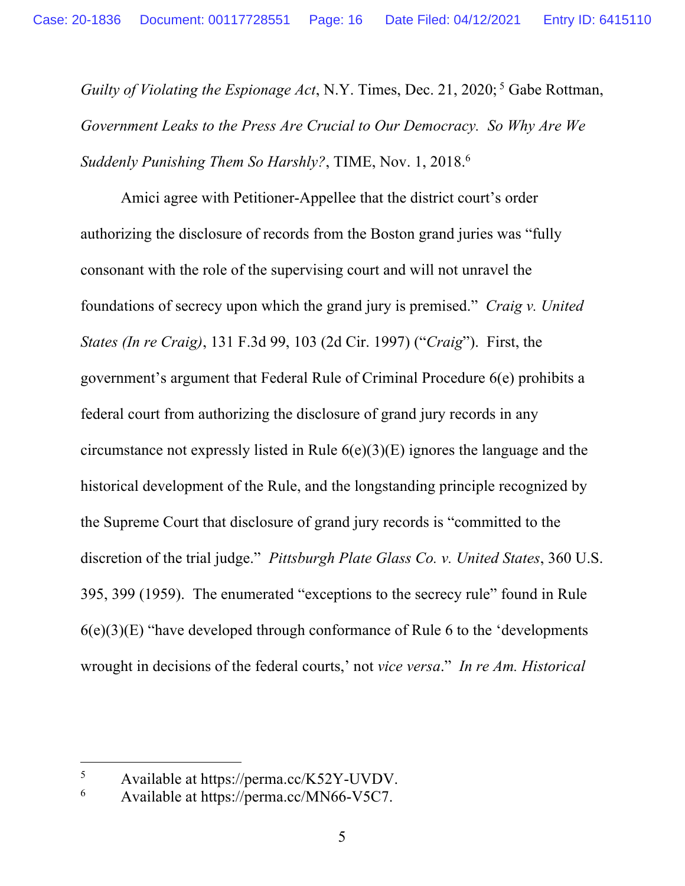*Guilty of Violating the Espionage Act*, N.Y. Times, Dec. 21, 2020;[5] Gabe Rottman, *Government Leaks to the Press Are Crucial to Our Democracy. So Why Are We Suddenly Punishing Them So Harshly?*, TIME, Nov. 1, 2018.[6]

Amici agree with Petitioner-Appellee that the district court's order authorizing the disclosure of records from the Boston grand juries was "fully consonant with the role of the supervising court and will not unravel the foundations of secrecy upon which the grand jury is premised." *Craig v. United States (In re Craig)*, 131 F.3d 99, 103 (2d Cir. 1997) ("*Craig*"). First, the government's argument that Federal Rule of Criminal Procedure 6(e) prohibits a federal court from authorizing the disclosure of grand jury records in any circumstance not expressly listed in Rule 6(e)(3)(E) ignores the language and the historical development of the Rule, and the longstanding principle recognized by the Supreme Court that disclosure of grand jury records is "committed to the discretion of the trial judge." *Pittsburgh Plate Glass Co. v. United States*, 360 U.S. 395, 399 (1959). The enumerated "exceptions to the secrecy rule" found in Rule 6(e)(3)(E) "have developed through conformance of Rule 6 to the 'developments wrought in decisions of the federal courts,' not *vice versa*." *In re Am. Historical*

---

[5] Available at https://perma.cc/K52Y-UVDV.

[6] Available at https://perma.cc/MN66-V5C7.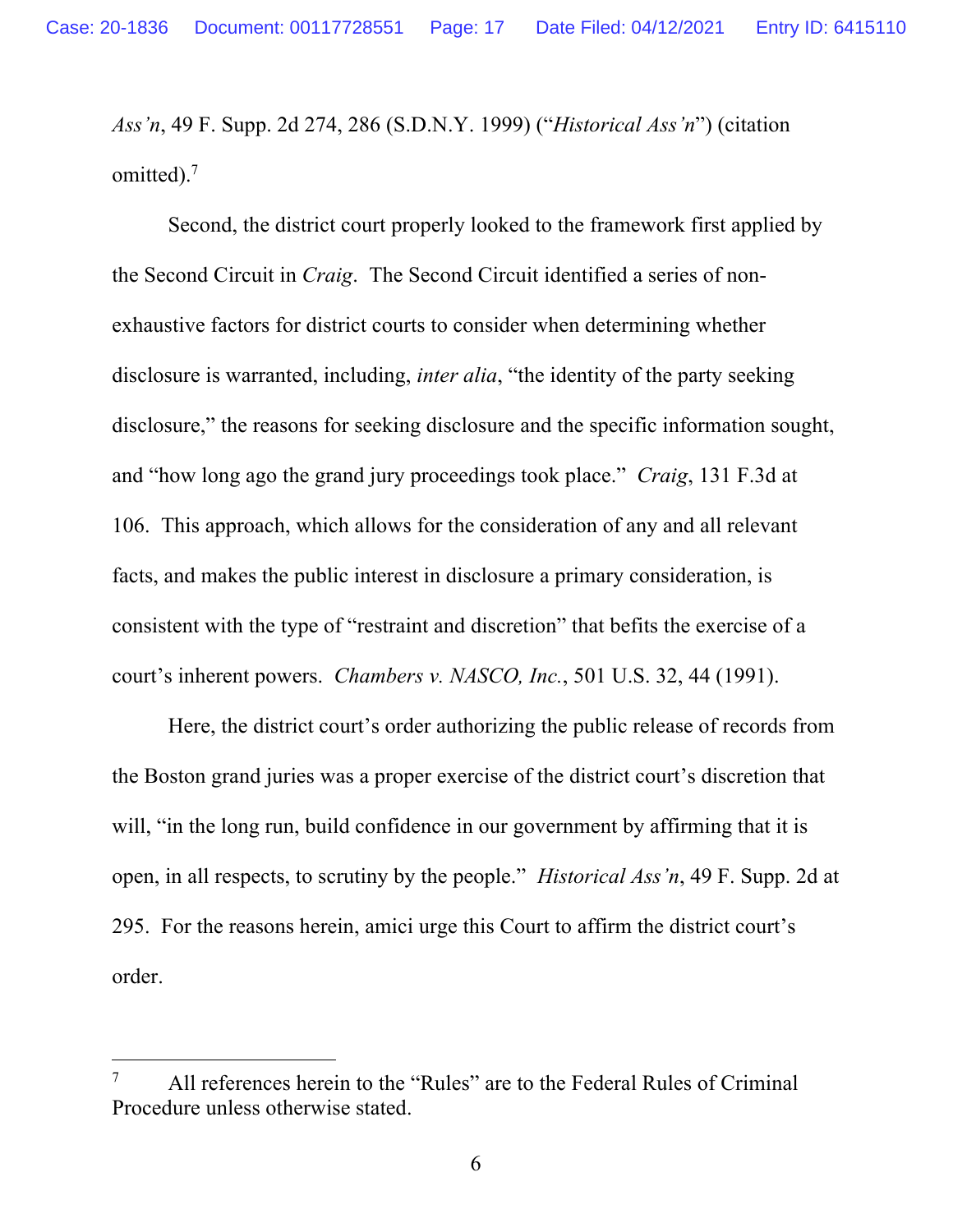*Ass'n*, 49 F. Supp. 2d 274, 286 (S.D.N.Y. 1999) ("*Historical Ass'n*") (citation omitted).[7]

Second, the district court properly looked to the framework first applied by the Second Circuit in *Craig*. The Second Circuit identified a series of non-exhaustive factors for district courts to consider when determining whether disclosure is warranted, including, *inter alia*, "the identity of the party seeking disclosure," the reasons for seeking disclosure and the specific information sought, and "how long ago the grand jury proceedings took place." *Craig*, 131 F.3d at 106. This approach, which allows for the consideration of any and all relevant facts, and makes the public interest in disclosure a primary consideration, is consistent with the type of "restraint and discretion" that befits the exercise of a court's inherent powers. *Chambers v. NASCO, Inc.*, 501 U.S. 32, 44 (1991).

Here, the district court's order authorizing the public release of records from the Boston grand juries was a proper exercise of the district court's discretion that will, "in the long run, build confidence in our government by affirming that it is open, in all respects, to scrutiny by the people." *Historical Ass'n*, 49 F. Supp. 2d at 295. For the reasons herein, amici urge this Court to affirm the district court's order.

---

[7] All references herein to the "Rules" are to the Federal Rules of Criminal Procedure unless otherwise stated.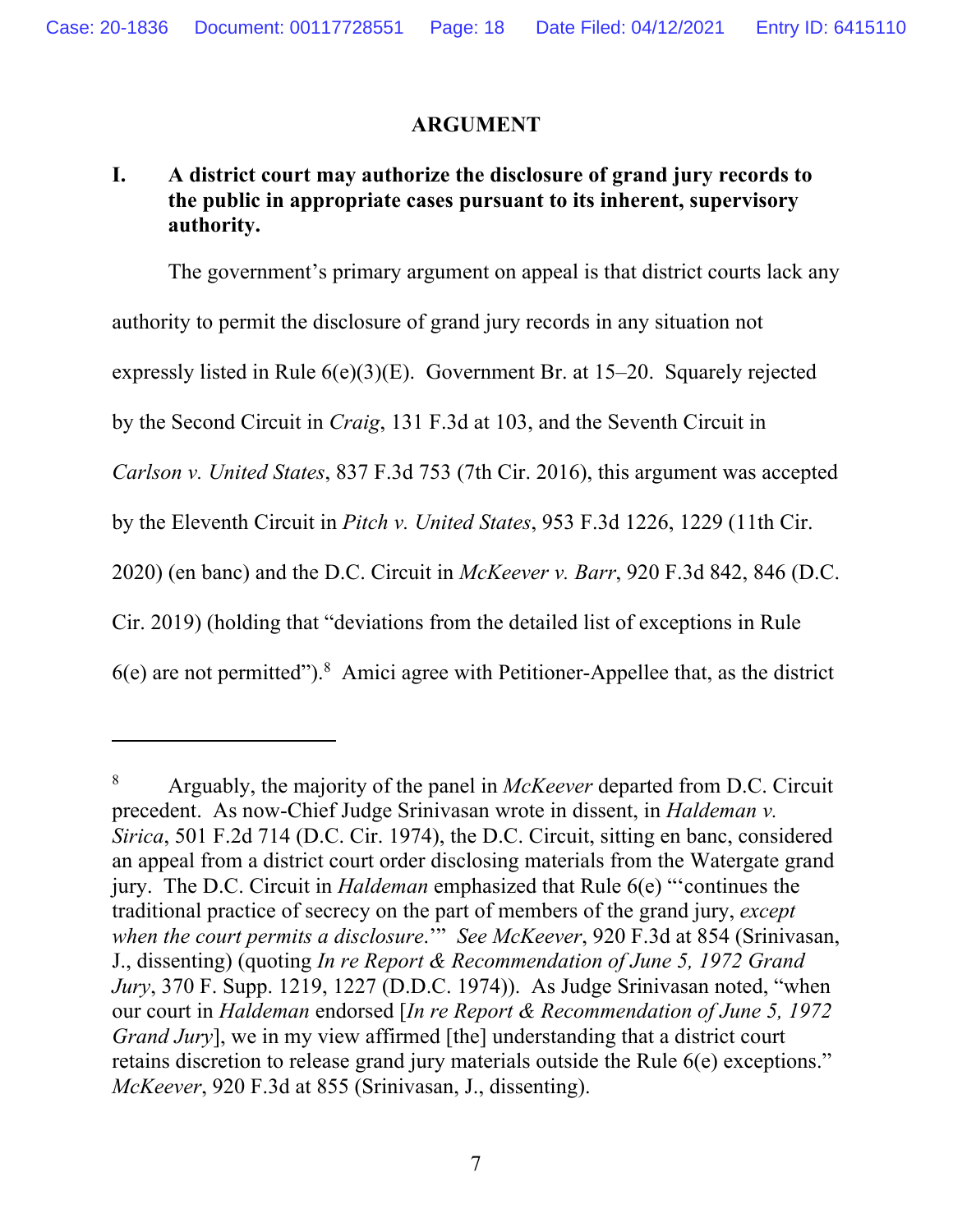## ARGUMENT

### I. A district court may authorize the disclosure of grand jury records to the public in appropriate cases pursuant to its inherent, supervisory authority.

The government's primary argument on appeal is that district courts lack any authority to permit the disclosure of grand jury records in any situation not expressly listed in Rule 6(e)(3)(E). Government Br. at 15–20. Squarely rejected by the Second Circuit in *Craig*, 131 F.3d at 103, and the Seventh Circuit in *Carlson v. United States*, 837 F.3d 753 (7th Cir. 2016), this argument was accepted by the Eleventh Circuit in *Pitch v. United States*, 953 F.3d 1226, 1229 (11th Cir. 2020) (en banc) and the D.C. Circuit in *McKeever v. Barr*, 920 F.3d 842, 846 (D.C. Cir. 2019) (holding that "deviations from the detailed list of exceptions in Rule 6(e) are not permitted").[8] Amici agree with Petitioner-Appellee that, as the district

---

[8] Arguably, the majority of the panel in *McKeever* departed from D.C. Circuit precedent. As now-Chief Judge Srinivasan wrote in dissent, in *Haldeman v. Sirica*, 501 F.2d 714 (D.C. Cir. 1974), the D.C. Circuit, sitting en banc, considered an appeal from a district court order disclosing materials from the Watergate grand jury. The D.C. Circuit in *Haldeman* emphasized that Rule 6(e) "'continues the traditional practice of secrecy on the part of members of the grand jury, *except when the court permits a disclosure*.'" *See McKeever*, 920 F.3d at 854 (Srinivasan, J., dissenting) (quoting *In re Report & Recommendation of June 5, 1972 Grand Jury*, 370 F. Supp. 1219, 1227 (D.D.C. 1974)). As Judge Srinivasan noted, "when our court in *Haldeman* endorsed [*In re Report & Recommendation of June 5, 1972 Grand Jury*], we in my view affirmed [the] understanding that a district court retains discretion to release grand jury materials outside the Rule 6(e) exceptions." *McKeever*, 920 F.3d at 855 (Srinivasan, J., dissenting).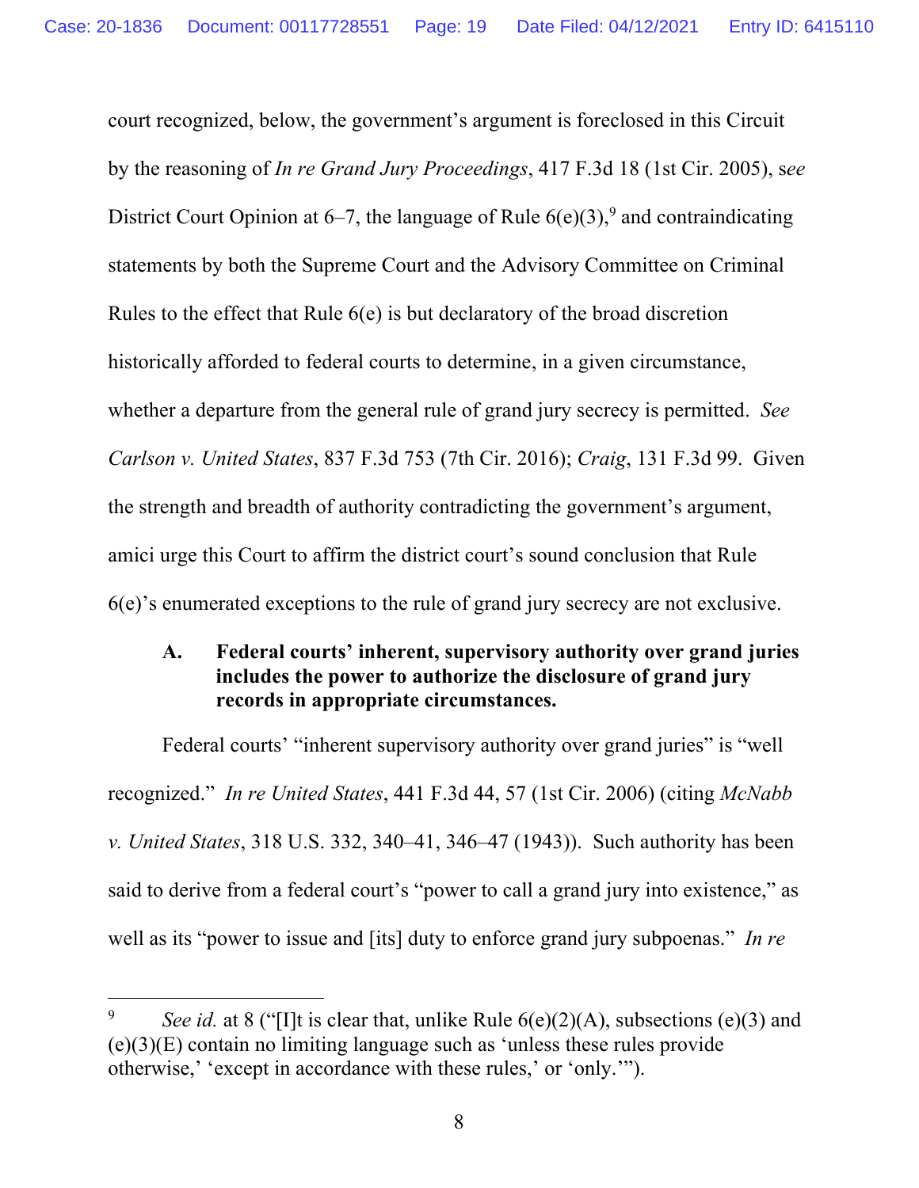court recognized, below, the government's argument is foreclosed in this Circuit by the reasoning of *In re Grand Jury Proceedings*, 417 F.3d 18 (1st Cir. 2005), s*ee* District Court Opinion at 6–7, the language of Rule 6(e)(3),[9] and contraindicating statements by both the Supreme Court and the Advisory Committee on Criminal Rules to the effect that Rule 6(e) is but declaratory of the broad discretion historically afforded to federal courts to determine, in a given circumstance, whether a departure from the general rule of grand jury secrecy is permitted. *See Carlson v. United States*, 837 F.3d 753 (7th Cir. 2016); *Craig*, 131 F.3d 99. Given the strength and breadth of authority contradicting the government's argument, amici urge this Court to affirm the district court's sound conclusion that Rule 6(e)'s enumerated exceptions to the rule of grand jury secrecy are not exclusive.

### A. Federal courts' inherent, supervisory authority over grand juries includes the power to authorize the disclosure of grand jury records in appropriate circumstances.

Federal courts' "inherent supervisory authority over grand juries" is "well recognized." *In re United States*, 441 F.3d 44, 57 (1st Cir. 2006) (citing *McNabb v. United States*, 318 U.S. 332, 340–41, 346–47 (1943)). Such authority has been said to derive from a federal court's "power to call a grand jury into existence," as well as its "power to issue and [its] duty to enforce grand jury subpoenas." *In re*

---

[9] *See id.* at 8 ("[I]t is clear that, unlike Rule 6(e)(2)(A), subsections (e)(3) and (e)(3)(E) contain no limiting language such as 'unless these rules provide otherwise,' 'except in accordance with these rules,' or 'only.'").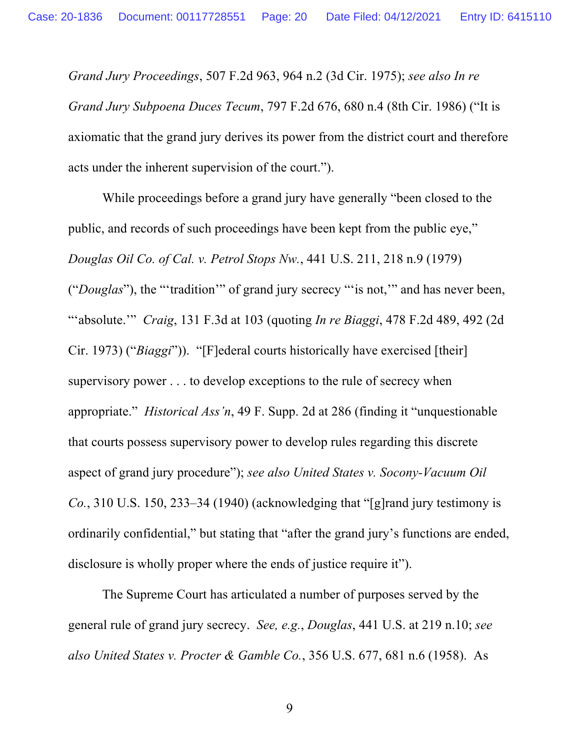*Grand Jury Proceedings*, 507 F.2d 963, 964 n.2 (3d Cir. 1975); *see also In re Grand Jury Subpoena Duces Tecum*, 797 F.2d 676, 680 n.4 (8th Cir. 1986) ("It is axiomatic that the grand jury derives its power from the district court and therefore acts under the inherent supervision of the court.").

While proceedings before a grand jury have generally "been closed to the public, and records of such proceedings have been kept from the public eye," *Douglas Oil Co. of Cal. v. Petrol Stops Nw.*, 441 U.S. 211, 218 n.9 (1979) ("*Douglas*"), the "'tradition'" of grand jury secrecy "'is not,'" and has never been, "'absolute.'" *Craig*, 131 F.3d at 103 (quoting *In re Biaggi*, 478 F.2d 489, 492 (2d Cir. 1973) ("*Biaggi*")). "[F]ederal courts historically have exercised [their] supervisory power . . . to develop exceptions to the rule of secrecy when appropriate." *Historical Ass'n*, 49 F. Supp. 2d at 286 (finding it "unquestionable that courts possess supervisory power to develop rules regarding this discrete aspect of grand jury procedure"); *see also United States v. Socony-Vacuum Oil Co.*, 310 U.S. 150, 233–34 (1940) (acknowledging that "[g]rand jury testimony is ordinarily confidential," but stating that "after the grand jury's functions are ended, disclosure is wholly proper where the ends of justice require it").

The Supreme Court has articulated a number of purposes served by the general rule of grand jury secrecy. *See, e.g.*, *Douglas*, 441 U.S. at 219 n.10; *see also United States v. Procter & Gamble Co.*, 356 U.S. 677, 681 n.6 (1958). As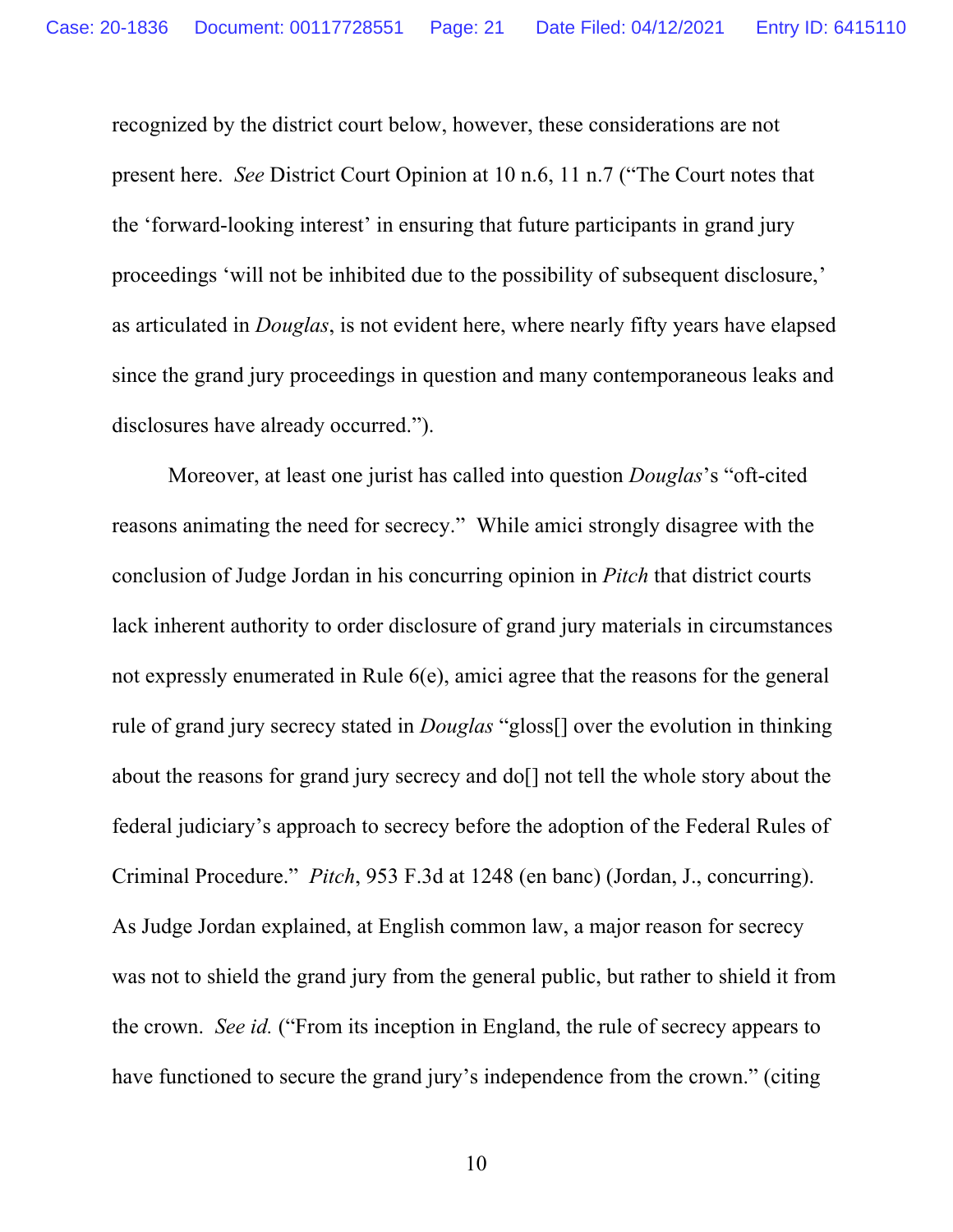recognized by the district court below, however, these considerations are not present here. *See* District Court Opinion at 10 n.6, 11 n.7 ("The Court notes that the 'forward-looking interest' in ensuring that future participants in grand jury proceedings 'will not be inhibited due to the possibility of subsequent disclosure,' as articulated in *Douglas*, is not evident here, where nearly fifty years have elapsed since the grand jury proceedings in question and many contemporaneous leaks and disclosures have already occurred.").

Moreover, at least one jurist has called into question *Douglas*'s "oft-cited reasons animating the need for secrecy." While amici strongly disagree with the conclusion of Judge Jordan in his concurring opinion in *Pitch* that district courts lack inherent authority to order disclosure of grand jury materials in circumstances not expressly enumerated in Rule 6(e), amici agree that the reasons for the general rule of grand jury secrecy stated in *Douglas* "gloss[] over the evolution in thinking about the reasons for grand jury secrecy and do[] not tell the whole story about the federal judiciary's approach to secrecy before the adoption of the Federal Rules of Criminal Procedure." *Pitch*, 953 F.3d at 1248 (en banc) (Jordan, J., concurring). As Judge Jordan explained, at English common law, a major reason for secrecy was not to shield the grand jury from the general public, but rather to shield it from the crown. *See id.* ("From its inception in England, the rule of secrecy appears to have functioned to secure the grand jury's independence from the crown." (citing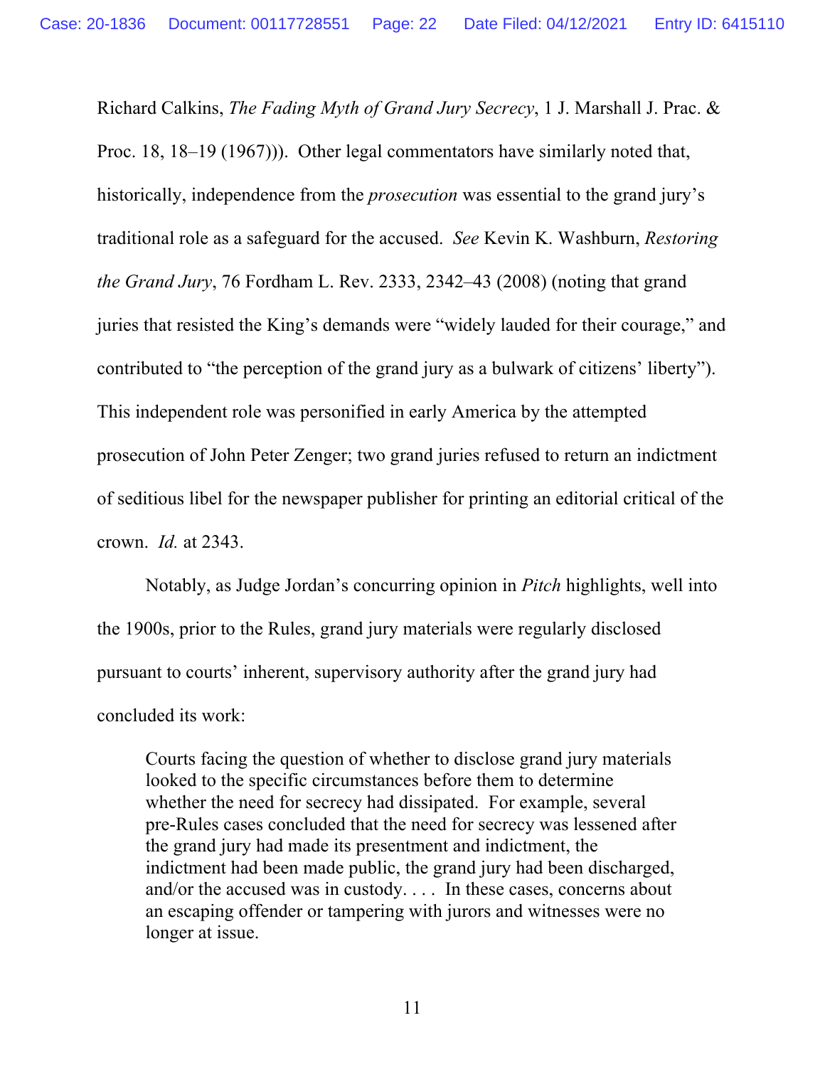Richard Calkins, *The Fading Myth of Grand Jury Secrecy*, 1 J. Marshall J. Prac. & Proc. 18, 18–19 (1967))). Other legal commentators have similarly noted that, historically, independence from the *prosecution* was essential to the grand jury's traditional role as a safeguard for the accused. *See* Kevin K. Washburn, *Restoring the Grand Jury*, 76 Fordham L. Rev. 2333, 2342–43 (2008) (noting that grand juries that resisted the King's demands were "widely lauded for their courage," and contributed to "the perception of the grand jury as a bulwark of citizens' liberty"). This independent role was personified in early America by the attempted prosecution of John Peter Zenger; two grand juries refused to return an indictment of seditious libel for the newspaper publisher for printing an editorial critical of the crown. *Id.* at 2343.

Notably, as Judge Jordan's concurring opinion in *Pitch* highlights, well into the 1900s, prior to the Rules, grand jury materials were regularly disclosed pursuant to courts' inherent, supervisory authority after the grand jury had concluded its work:

> Courts facing the question of whether to disclose grand jury materials looked to the specific circumstances before them to determine whether the need for secrecy had dissipated. For example, several pre-Rules cases concluded that the need for secrecy was lessened after the grand jury had made its presentment and indictment, the indictment had been made public, the grand jury had been discharged, and/or the accused was in custody. . . . In these cases, concerns about an escaping offender or tampering with jurors and witnesses were no longer at issue.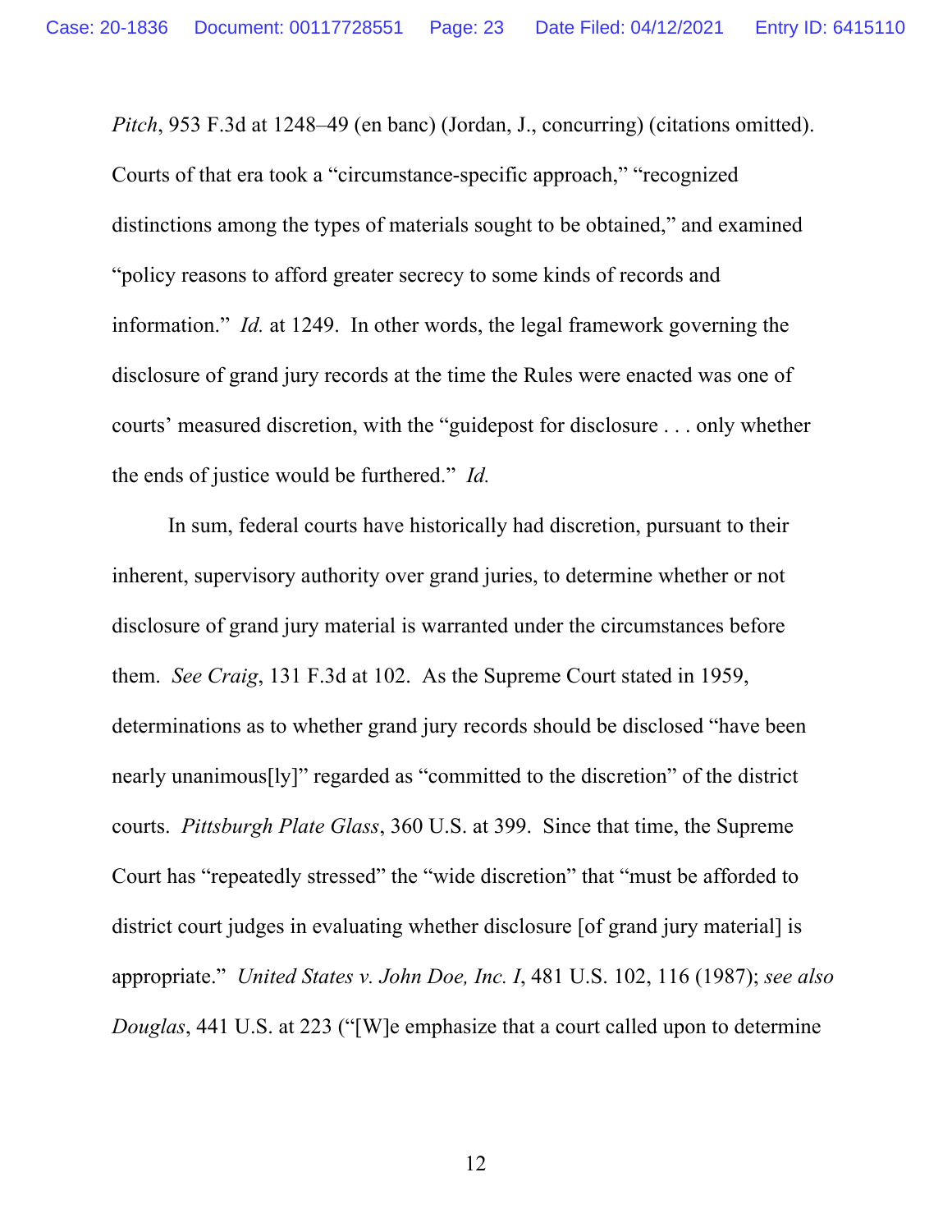*Pitch*, 953 F.3d at 1248–49 (en banc) (Jordan, J., concurring) (citations omitted). Courts of that era took a "circumstance-specific approach," "recognized distinctions among the types of materials sought to be obtained," and examined "policy reasons to afford greater secrecy to some kinds of records and information." *Id.* at 1249. In other words, the legal framework governing the disclosure of grand jury records at the time the Rules were enacted was one of courts' measured discretion, with the "guidepost for disclosure . . . only whether the ends of justice would be furthered." *Id.*

In sum, federal courts have historically had discretion, pursuant to their inherent, supervisory authority over grand juries, to determine whether or not disclosure of grand jury material is warranted under the circumstances before them. *See Craig*, 131 F.3d at 102. As the Supreme Court stated in 1959, determinations as to whether grand jury records should be disclosed "have been nearly unanimous[ly]" regarded as "committed to the discretion" of the district courts. *Pittsburgh Plate Glass*, 360 U.S. at 399. Since that time, the Supreme Court has "repeatedly stressed" the "wide discretion" that "must be afforded to district court judges in evaluating whether disclosure [of grand jury material] is appropriate." *United States v. John Doe, Inc. I*, 481 U.S. 102, 116 (1987); *see also Douglas*, 441 U.S. at 223 ("[W]e emphasize that a court called upon to determine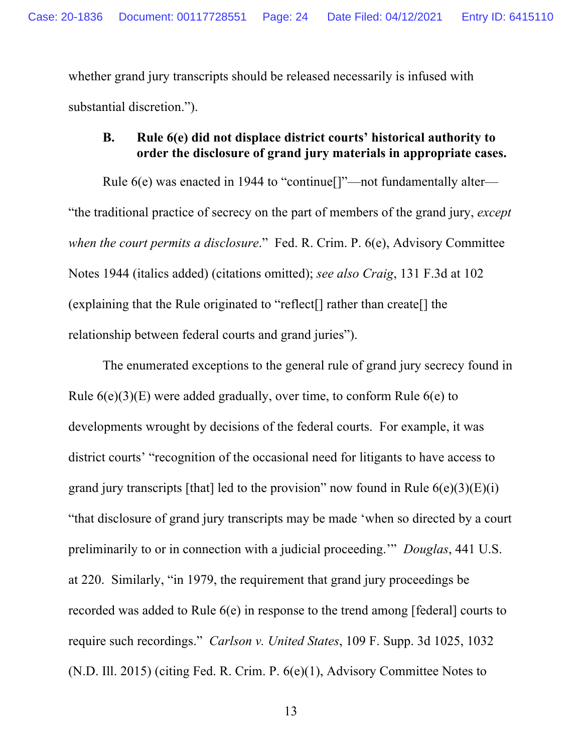whether grand jury transcripts should be released necessarily is infused with substantial discretion.").

### B. Rule 6(e) did not displace district courts' historical authority to order the disclosure of grand jury materials in appropriate cases.

Rule 6(e) was enacted in 1944 to "continue[]"—not fundamentally alter—"the traditional practice of secrecy on the part of members of the grand jury, *except when the court permits a disclosure*." Fed. R. Crim. P. 6(e), Advisory Committee Notes 1944 (italics added) (citations omitted); *see also Craig*, 131 F.3d at 102 (explaining that the Rule originated to "reflect[] rather than create[] the relationship between federal courts and grand juries").

The enumerated exceptions to the general rule of grand jury secrecy found in Rule 6(e)(3)(E) were added gradually, over time, to conform Rule 6(e) to developments wrought by decisions of the federal courts. For example, it was district courts' "recognition of the occasional need for litigants to have access to grand jury transcripts [that] led to the provision" now found in Rule 6(e)(3)(E)(i) "that disclosure of grand jury transcripts may be made 'when so directed by a court preliminarily to or in connection with a judicial proceeding.'" *Douglas*, 441 U.S. at 220. Similarly, "in 1979, the requirement that grand jury proceedings be recorded was added to Rule 6(e) in response to the trend among [federal] courts to require such recordings." *Carlson v. United States*, 109 F. Supp. 3d 1025, 1032 (N.D. Ill. 2015) (citing Fed. R. Crim. P. 6(e)(1), Advisory Committee Notes to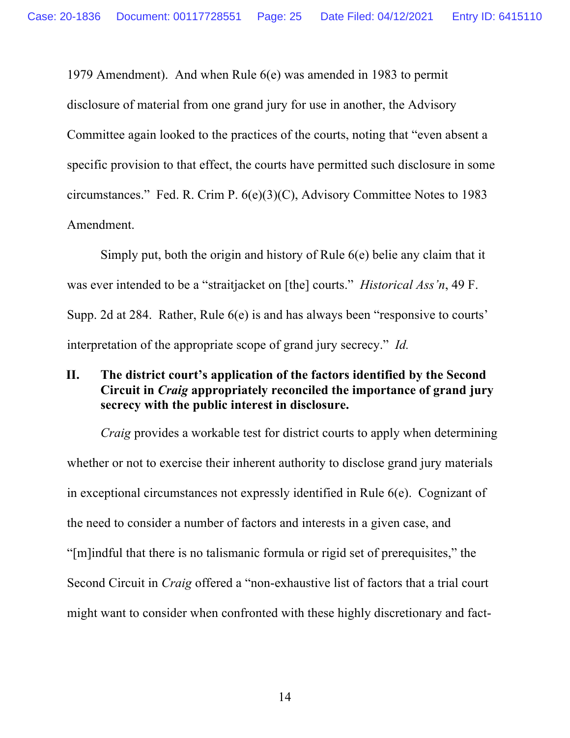1979 Amendment). And when Rule 6(e) was amended in 1983 to permit disclosure of material from one grand jury for use in another, the Advisory Committee again looked to the practices of the courts, noting that "even absent a specific provision to that effect, the courts have permitted such disclosure in some circumstances." Fed. R. Crim P. 6(e)(3)(C), Advisory Committee Notes to 1983 Amendment.

Simply put, both the origin and history of Rule 6(e) belie any claim that it was ever intended to be a "straitjacket on [the] courts." *Historical Ass'n*, 49 F. Supp. 2d at 284. Rather, Rule 6(e) is and has always been "responsive to courts' interpretation of the appropriate scope of grand jury secrecy." *Id.*

## II. The district court's application of the factors identified by the Second Circuit in *Craig* appropriately reconciled the importance of grand jury secrecy with the public interest in disclosure.

*Craig* provides a workable test for district courts to apply when determining whether or not to exercise their inherent authority to disclose grand jury materials in exceptional circumstances not expressly identified in Rule 6(e). Cognizant of the need to consider a number of factors and interests in a given case, and "[m]indful that there is no talismanic formula or rigid set of prerequisites," the Second Circuit in *Craig* offered a "non-exhaustive list of factors that a trial court might want to consider when confronted with these highly discretionary and fact-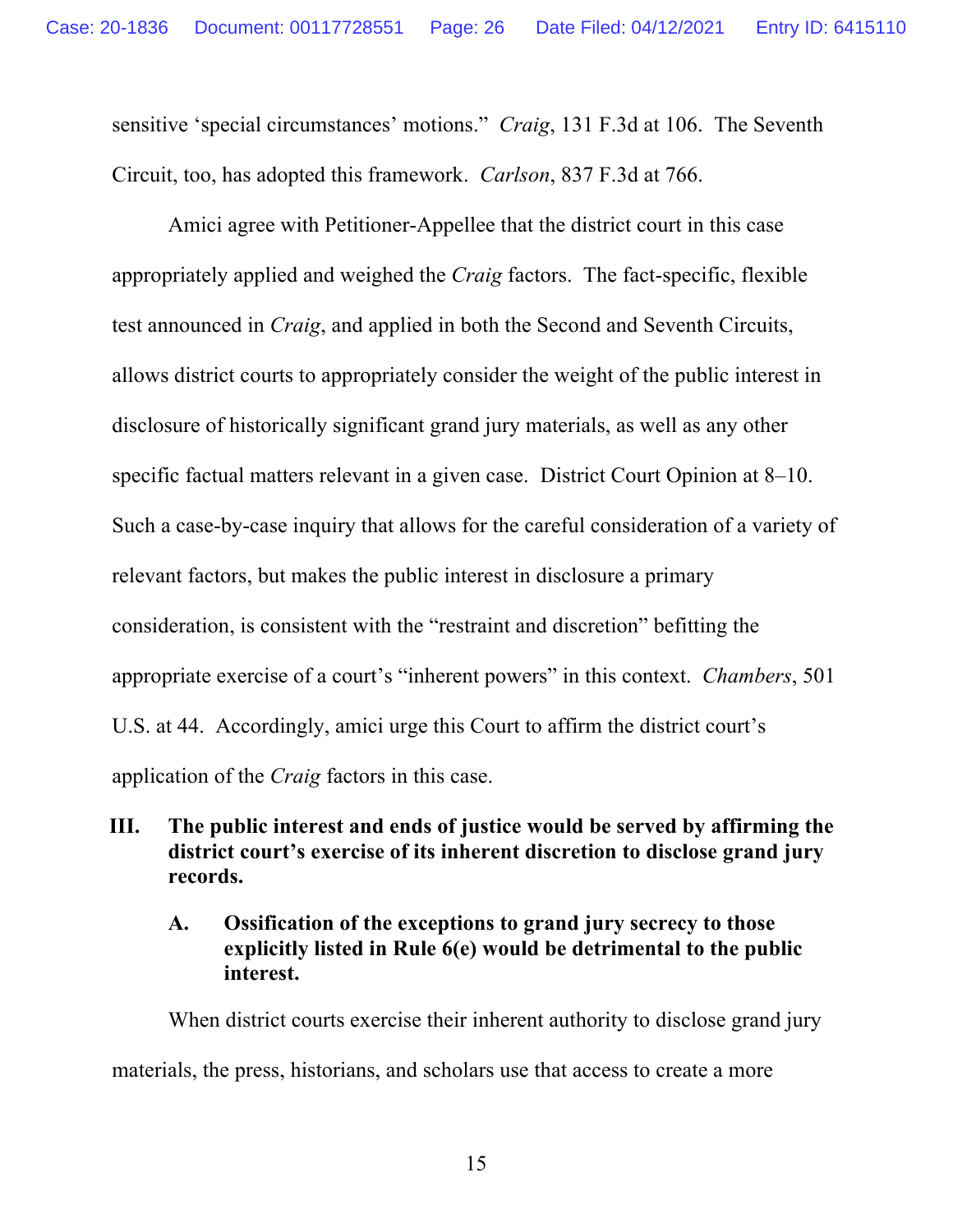sensitive 'special circumstances' motions." *Craig*, 131 F.3d at 106. The Seventh Circuit, too, has adopted this framework. *Carlson*, 837 F.3d at 766.

Amici agree with Petitioner-Appellee that the district court in this case appropriately applied and weighed the *Craig* factors. The fact-specific, flexible test announced in *Craig*, and applied in both the Second and Seventh Circuits, allows district courts to appropriately consider the weight of the public interest in disclosure of historically significant grand jury materials, as well as any other specific factual matters relevant in a given case. District Court Opinion at 8–10. Such a case-by-case inquiry that allows for the careful consideration of a variety of relevant factors, but makes the public interest in disclosure a primary consideration, is consistent with the "restraint and discretion" befitting the appropriate exercise of a court's "inherent powers" in this context. *Chambers*, 501 U.S. at 44. Accordingly, amici urge this Court to affirm the district court's application of the *Craig* factors in this case.

## III. The public interest and ends of justice would be served by affirming the district court's exercise of its inherent discretion to disclose grand jury records.

### A. Ossification of the exceptions to grand jury secrecy to those explicitly listed in Rule 6(e) would be detrimental to the public interest.

When district courts exercise their inherent authority to disclose grand jury materials, the press, historians, and scholars use that access to create a more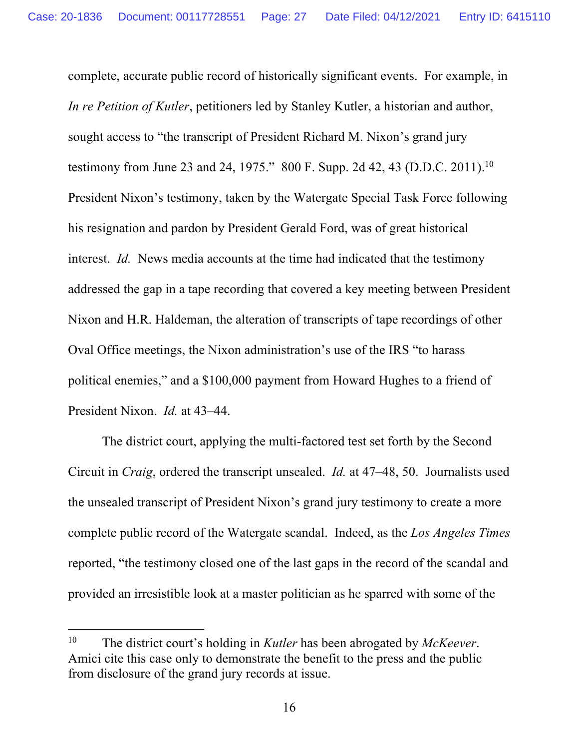complete, accurate public record of historically significant events. For example, in *In re Petition of Kutler*, petitioners led by Stanley Kutler, a historian and author, sought access to "the transcript of President Richard M. Nixon's grand jury testimony from June 23 and 24, 1975." 800 F. Supp. 2d 42, 43 (D.D.C. 2011).[10] President Nixon's testimony, taken by the Watergate Special Task Force following his resignation and pardon by President Gerald Ford, was of great historical interest. *Id.* News media accounts at the time had indicated that the testimony addressed the gap in a tape recording that covered a key meeting between President Nixon and H.R. Haldeman, the alteration of transcripts of tape recordings of other Oval Office meetings, the Nixon administration's use of the IRS "to harass political enemies," and a $100,000 payment from Howard Hughes to a friend of President Nixon. *Id.* at 43–44.

The district court, applying the multi-factored test set forth by the Second Circuit in *Craig*, ordered the transcript unsealed. *Id.* at 47–48, 50. Journalists used the unsealed transcript of President Nixon's grand jury testimony to create a more complete public record of the Watergate scandal. Indeed, as the *Los Angeles Times* reported, "the testimony closed one of the last gaps in the record of the scandal and provided an irresistible look at a master politician as he sparred with some of the

---

[10] The district court's holding in *Kutler* has been abrogated by *McKeever*. Amici cite this case only to demonstrate the benefit to the press and the public from disclosure of the grand jury records at issue.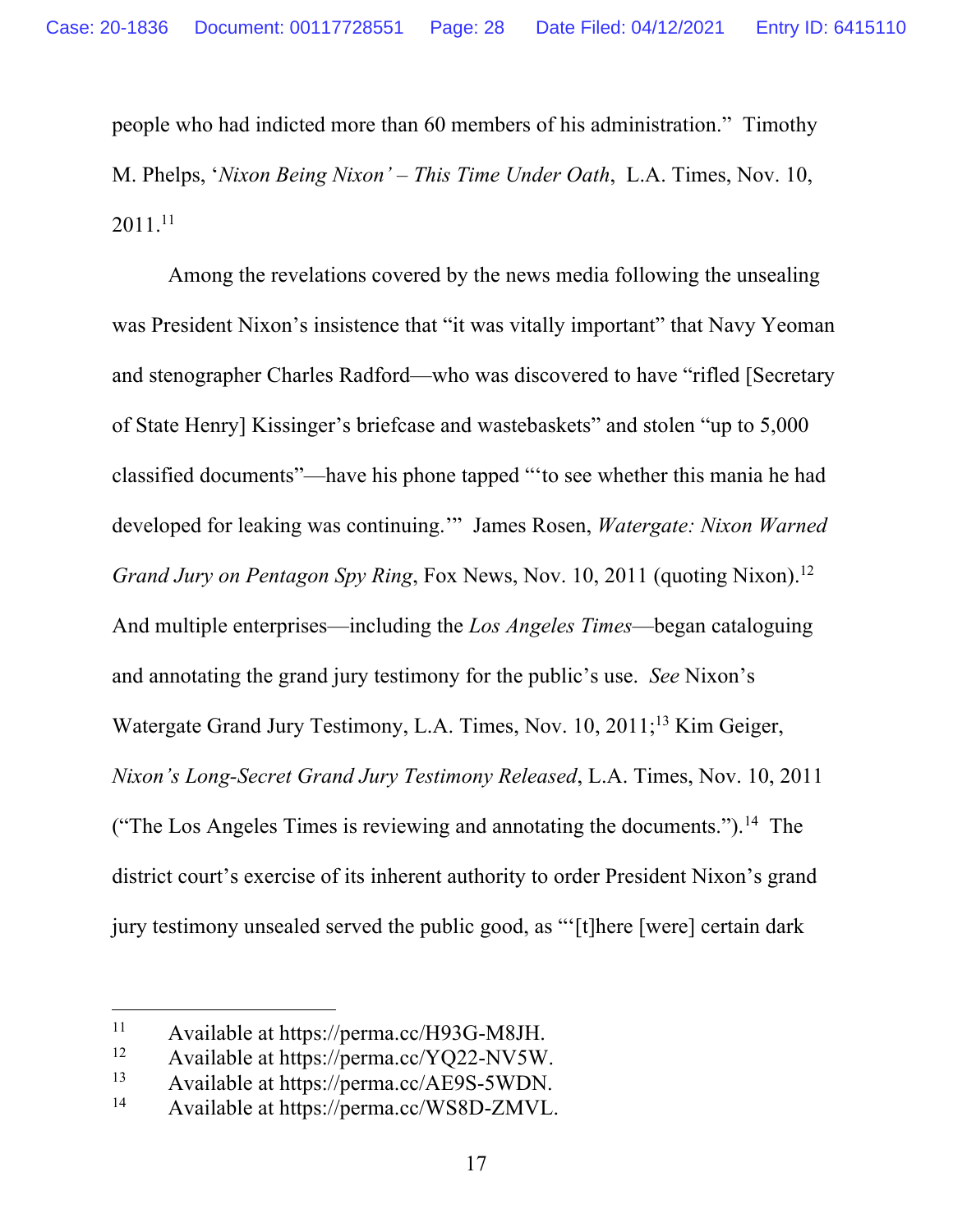people who had indicted more than 60 members of his administration." Timothy M. Phelps, '*Nixon Being Nixon' – This Time Under Oath*, L.A. Times, Nov. 10, 2011.[11]

Among the revelations covered by the news media following the unsealing was President Nixon's insistence that "it was vitally important" that Navy Yeoman and stenographer Charles Radford—who was discovered to have "rifled [Secretary of State Henry] Kissinger's briefcase and wastebaskets" and stolen "up to 5,000 classified documents"—have his phone tapped "'to see whether this mania he had developed for leaking was continuing.'" James Rosen, *Watergate: Nixon Warned Grand Jury on Pentagon Spy Ring*, Fox News, Nov. 10, 2011 (quoting Nixon).[12] And multiple enterprises—including the *Los Angeles Times*—began cataloguing and annotating the grand jury testimony for the public's use. *See* Nixon's Watergate Grand Jury Testimony, L.A. Times, Nov. 10, 2011;[13] Kim Geiger, *Nixon's Long-Secret Grand Jury Testimony Released*, L.A. Times, Nov. 10, 2011 ("The Los Angeles Times is reviewing and annotating the documents.").[14] The district court's exercise of its inherent authority to order President Nixon's grand jury testimony unsealed served the public good, as "'[t]here [were] certain dark

---

[11] Available at https://perma.cc/H93G-M8JH.

[12] Available at https://perma.cc/YQ22-NV5W.

[13] Available at https://perma.cc/AE9S-5WDN.

[14] Available at https://perma.cc/WS8D-ZMVL.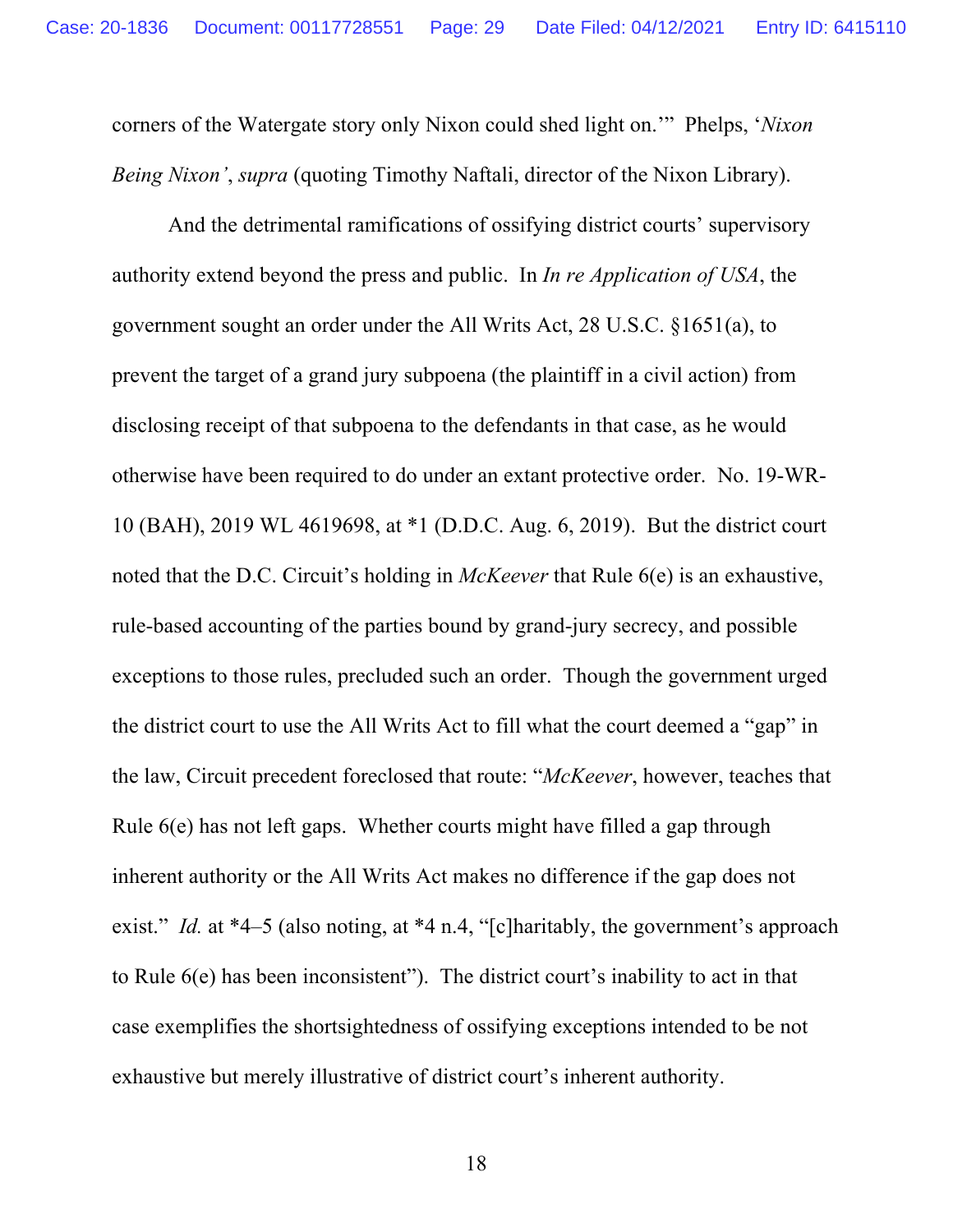corners of the Watergate story only Nixon could shed light on.'" Phelps, '*Nixon Being Nixon'*, *supra* (quoting Timothy Naftali, director of the Nixon Library).

And the detrimental ramifications of ossifying district courts' supervisory authority extend beyond the press and public. In *In re Application of USA*, the government sought an order under the All Writs Act, 28 U.S.C. §1651(a), to prevent the target of a grand jury subpoena (the plaintiff in a civil action) from disclosing receipt of that subpoena to the defendants in that case, as he would otherwise have been required to do under an extant protective order. No. 19-WR-10 (BAH), 2019 WL 4619698, at *1 (D.D.C. Aug. 6, 2019). But the district court noted that the D.C. Circuit's holding in *McKeever* that Rule 6(e) is an exhaustive, rule-based accounting of the parties bound by grand-jury secrecy, and possible exceptions to those rules, precluded such an order. Though the government urged the district court to use the All Writs Act to fill what the court deemed a "gap" in the law, Circuit precedent foreclosed that route: "*McKeever*, however, teaches that Rule 6(e) has not left gaps. Whether courts might have filled a gap through inherent authority or the All Writs Act makes no difference if the gap does not exist." *Id.* at *4–5 (also noting, at *4 n.4, "[c]haritably, the government's approach to Rule 6(e) has been inconsistent"). The district court's inability to act in that case exemplifies the shortsightedness of ossifying exceptions intended to be not exhaustive but merely illustrative of district court's inherent authority.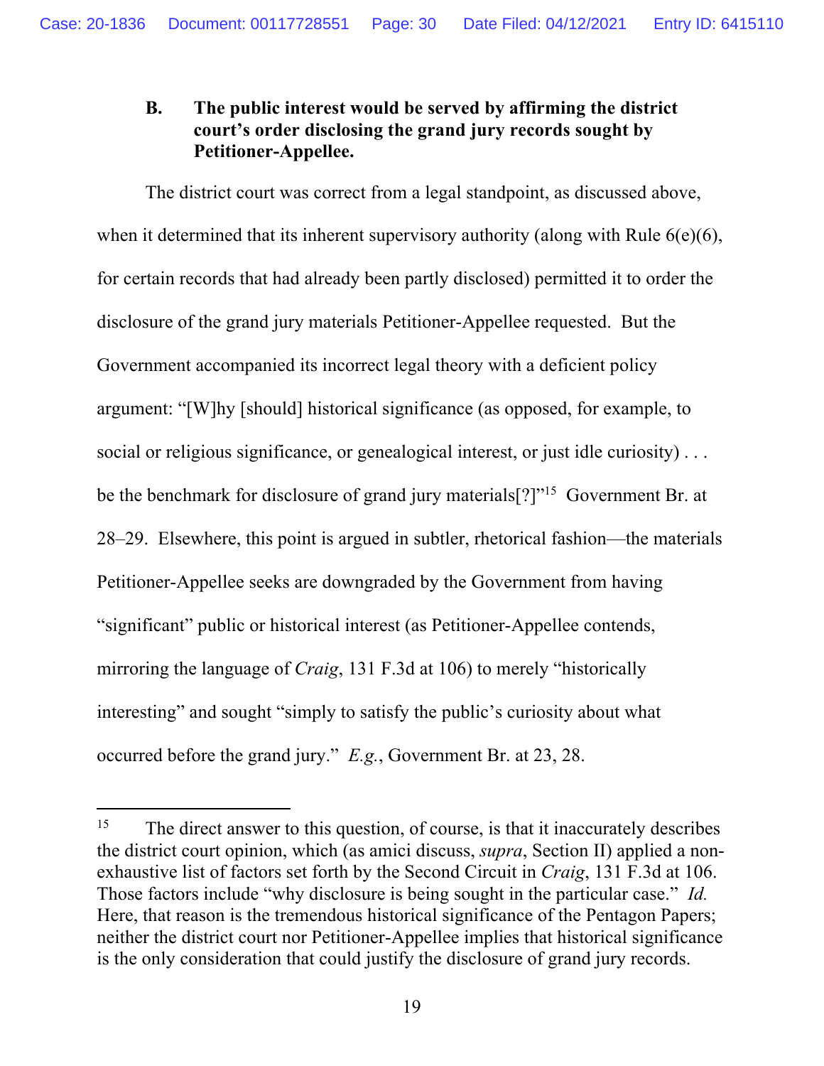### B. The public interest would be served by affirming the district court's order disclosing the grand jury records sought by Petitioner-Appellee.

The district court was correct from a legal standpoint, as discussed above, when it determined that its inherent supervisory authority (along with Rule 6(e)(6), for certain records that had already been partly disclosed) permitted it to order the disclosure of the grand jury materials Petitioner-Appellee requested. But the Government accompanied its incorrect legal theory with a deficient policy argument: "[W]hy [should] historical significance (as opposed, for example, to social or religious significance, or genealogical interest, or just idle curiosity) . . . be the benchmark for disclosure of grand jury materials[?]"[15] Government Br. at 28–29. Elsewhere, this point is argued in subtler, rhetorical fashion—the materials Petitioner-Appellee seeks are downgraded by the Government from having "significant" public or historical interest (as Petitioner-Appellee contends, mirroring the language of *Craig*, 131 F.3d at 106) to merely "historically interesting" and sought "simply to satisfy the public's curiosity about what occurred before the grand jury." *E.g.*, Government Br. at 23, 28.

[15] The direct answer to this question, of course, is that it inaccurately describes the district court opinion, which (as amici discuss, *supra*, Section II) applied a non-exhaustive list of factors set forth by the Second Circuit in *Craig*, 131 F.3d at 106. Those factors include "why disclosure is being sought in the particular case." *Id.* Here, that reason is the tremendous historical significance of the Pentagon Papers; neither the district court nor Petitioner-Appellee implies that historical significance is the only consideration that could justify the disclosure of grand jury records.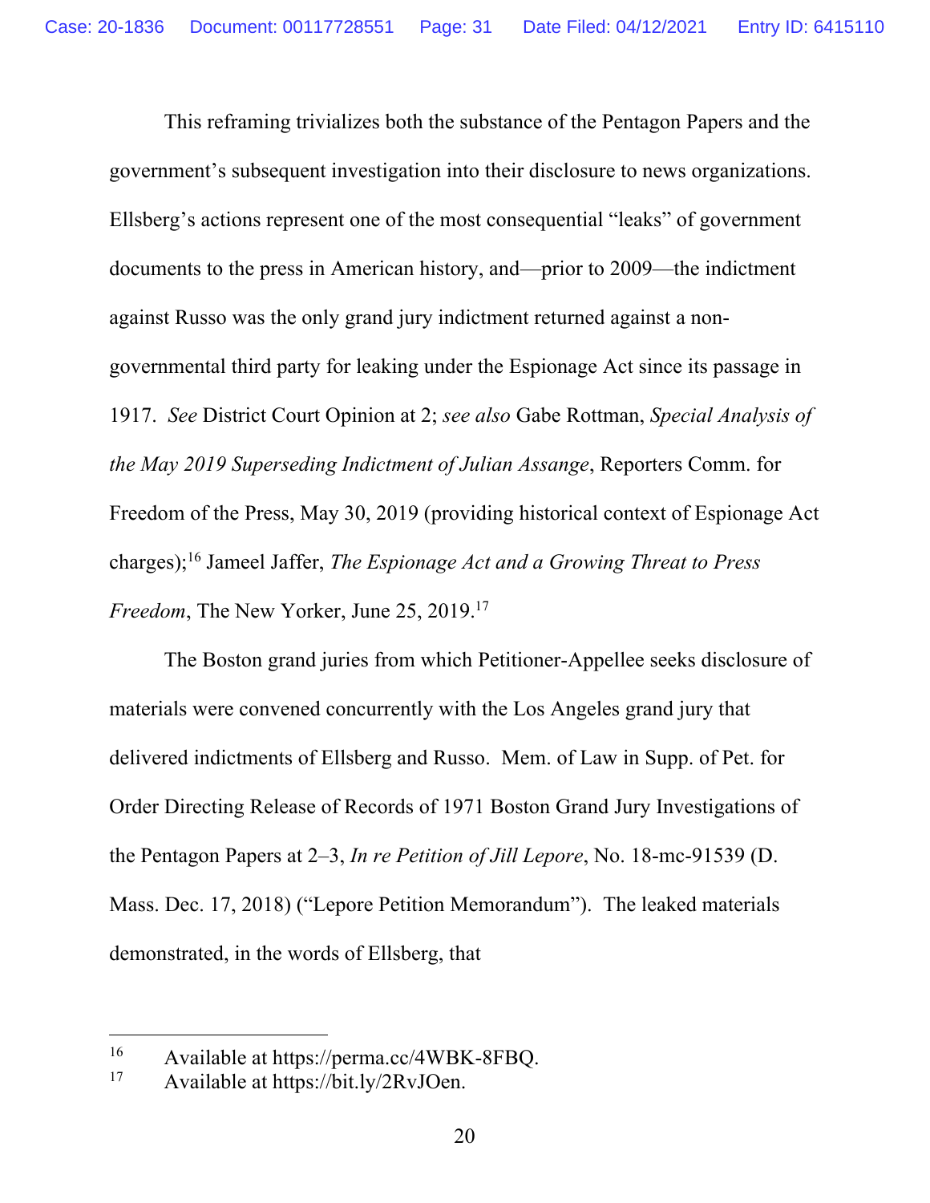This reframing trivializes both the substance of the Pentagon Papers and the government's subsequent investigation into their disclosure to news organizations. Ellsberg's actions represent one of the most consequential "leaks" of government documents to the press in American history, and—prior to 2009—the indictment against Russo was the only grand jury indictment returned against a non-governmental third party for leaking under the Espionage Act since its passage in 1917. *See* District Court Opinion at 2; *see also* Gabe Rottman, *Special Analysis of the May 2019 Superseding Indictment of Julian Assange*, Reporters Comm. for Freedom of the Press, May 30, 2019 (providing historical context of Espionage Act charges);[16] Jameel Jaffer, *The Espionage Act and a Growing Threat to Press Freedom*, The New Yorker, June 25, 2019.[17]

The Boston grand juries from which Petitioner-Appellee seeks disclosure of materials were convened concurrently with the Los Angeles grand jury that delivered indictments of Ellsberg and Russo. Mem. of Law in Supp. of Pet. for Order Directing Release of Records of 1971 Boston Grand Jury Investigations of the Pentagon Papers at 2–3, *In re Petition of Jill Lepore*, No. 18-mc-91539 (D. Mass. Dec. 17, 2018) ("Lepore Petition Memorandum"). The leaked materials demonstrated, in the words of Ellsberg, that

---

[16] Available at https://perma.cc/4WBK-8FBQ.

[17] Available at https://bit.ly/2RvJOen.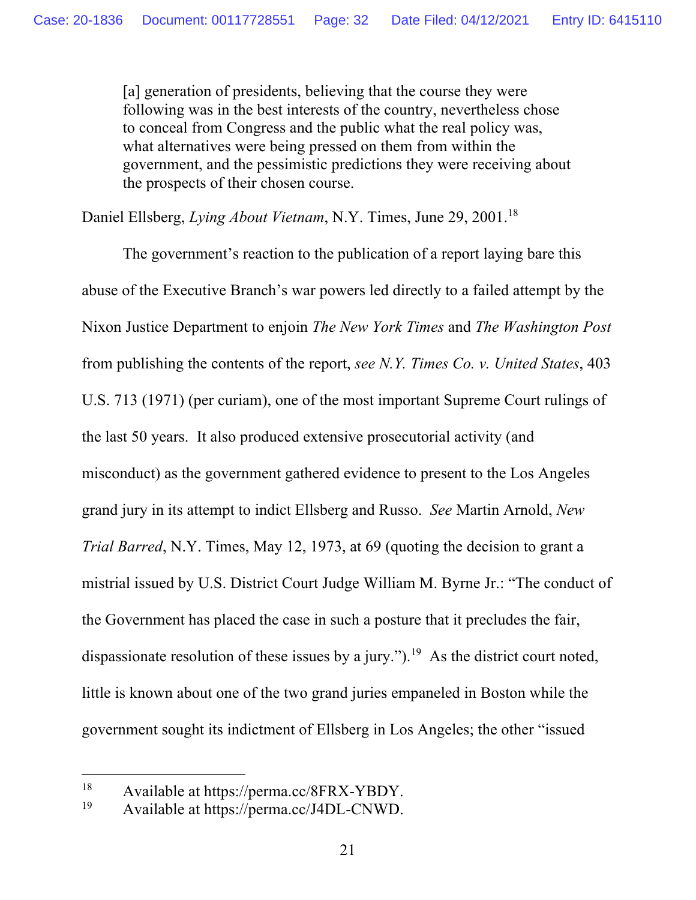> [a] generation of presidents, believing that the course they were following was in the best interests of the country, nevertheless chose to conceal from Congress and the public what the real policy was, what alternatives were being pressed on them from within the government, and the pessimistic predictions they were receiving about the prospects of their chosen course.

Daniel Ellsberg, *Lying About Vietnam*, N.Y. Times, June 29, 2001.[18]

The government's reaction to the publication of a report laying bare this abuse of the Executive Branch's war powers led directly to a failed attempt by the Nixon Justice Department to enjoin *The New York Times* and *The Washington Post* from publishing the contents of the report, *see N.Y. Times Co. v. United States*, 403 U.S. 713 (1971) (per curiam), one of the most important Supreme Court rulings of the last 50 years. It also produced extensive prosecutorial activity (and misconduct) as the government gathered evidence to present to the Los Angeles grand jury in its attempt to indict Ellsberg and Russo. *See* Martin Arnold, *New Trial Barred*, N.Y. Times, May 12, 1973, at 69 (quoting the decision to grant a mistrial issued by U.S. District Court Judge William M. Byrne Jr.: "The conduct of the Government has placed the case in such a posture that it precludes the fair, dispassionate resolution of these issues by a jury.").[19] As the district court noted, little is known about one of the two grand juries empaneled in Boston while the government sought its indictment of Ellsberg in Los Angeles; the other "issued

---

[18] Available at https://perma.cc/8FRX-YBDY.

[19] Available at https://perma.cc/J4DL-CNWD.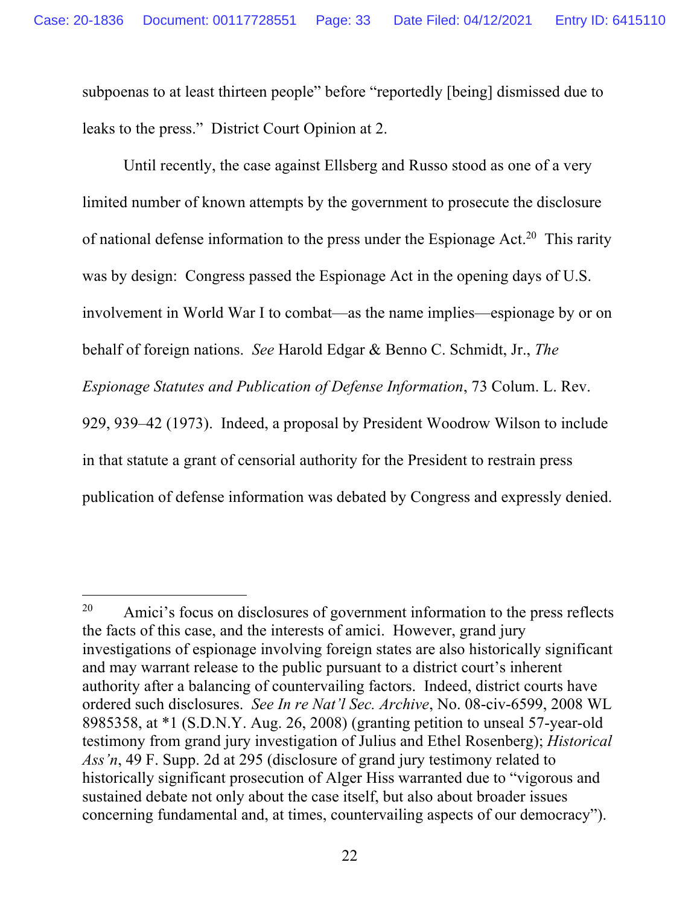subpoenas to at least thirteen people" before "reportedly [being] dismissed due to leaks to the press." District Court Opinion at 2.

Until recently, the case against Ellsberg and Russo stood as one of a very limited number of known attempts by the government to prosecute the disclosure of national defense information to the press under the Espionage Act.[20] This rarity was by design: Congress passed the Espionage Act in the opening days of U.S. involvement in World War I to combat—as the name implies—espionage by or on behalf of foreign nations. *See* Harold Edgar & Benno C. Schmidt, Jr., *The Espionage Statutes and Publication of Defense Information*, 73 Colum. L. Rev. 929, 939–42 (1973). Indeed, a proposal by President Woodrow Wilson to include in that statute a grant of censorial authority for the President to restrain press publication of defense information was debated by Congress and expressly denied.

---

[20] Amici's focus on disclosures of government information to the press reflects the facts of this case, and the interests of amici. However, grand jury investigations of espionage involving foreign states are also historically significant and may warrant release to the public pursuant to a district court's inherent authority after a balancing of countervailing factors. Indeed, district courts have ordered such disclosures. *See In re Nat'l Sec. Archive*, No. 08-civ-6599, 2008 WL 8985358, at *1 (S.D.N.Y. Aug. 26, 2008) (granting petition to unseal 57-year-old testimony from grand jury investigation of Julius and Ethel Rosenberg); *Historical Ass'n*, 49 F. Supp. 2d at 295 (disclosure of grand jury testimony related to historically significant prosecution of Alger Hiss warranted due to "vigorous and sustained debate not only about the case itself, but also about broader issues concerning fundamental and, at times, countervailing aspects of our democracy").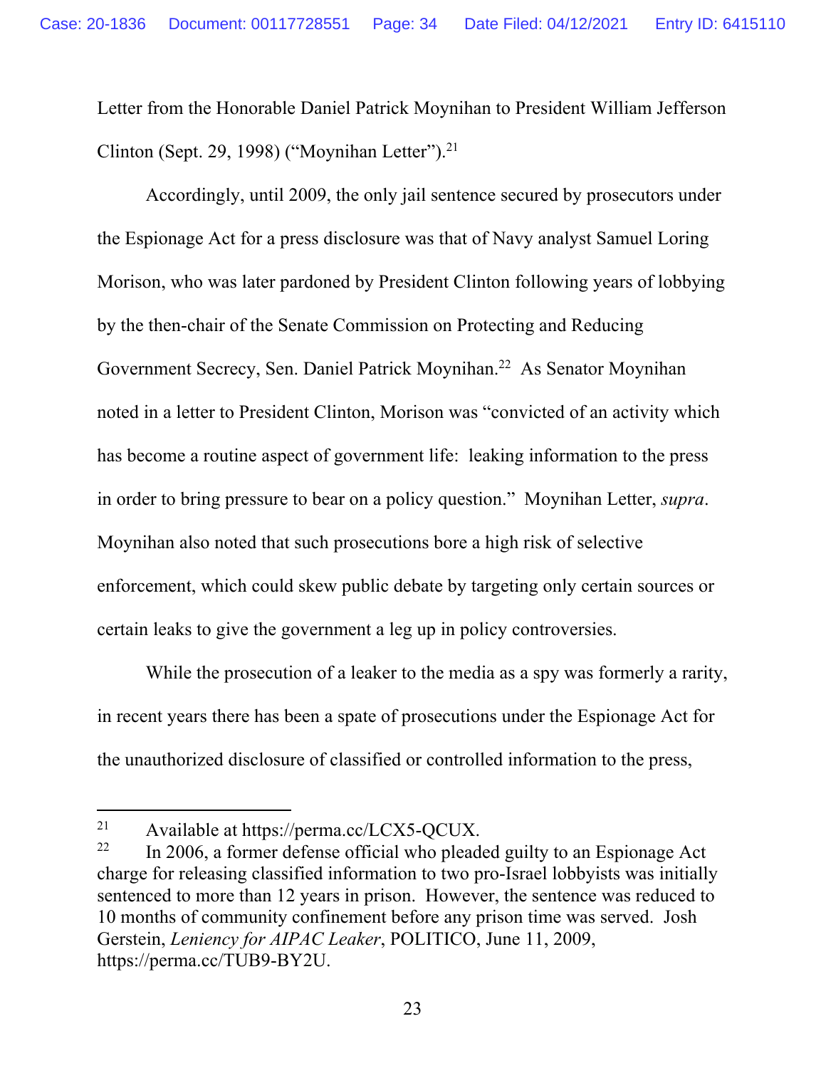Letter from the Honorable Daniel Patrick Moynihan to President William Jefferson Clinton (Sept. 29, 1998) ("Moynihan Letter").[21]

Accordingly, until 2009, the only jail sentence secured by prosecutors under the Espionage Act for a press disclosure was that of Navy analyst Samuel Loring Morison, who was later pardoned by President Clinton following years of lobbying by the then-chair of the Senate Commission on Protecting and Reducing Government Secrecy, Sen. Daniel Patrick Moynihan.[22] As Senator Moynihan noted in a letter to President Clinton, Morison was "convicted of an activity which has become a routine aspect of government life: leaking information to the press in order to bring pressure to bear on a policy question." Moynihan Letter, *supra*. Moynihan also noted that such prosecutions bore a high risk of selective enforcement, which could skew public debate by targeting only certain sources or certain leaks to give the government a leg up in policy controversies.

While the prosecution of a leaker to the media as a spy was formerly a rarity, in recent years there has been a spate of prosecutions under the Espionage Act for the unauthorized disclosure of classified or controlled information to the press,

---

[21] Available at https://perma.cc/LCX5-QCUX.

[22] In 2006, a former defense official who pleaded guilty to an Espionage Act charge for releasing classified information to two pro-Israel lobbyists was initially sentenced to more than 12 years in prison. However, the sentence was reduced to 10 months of community confinement before any prison time was served. Josh Gerstein, *Leniency for AIPAC Leaker*, POLITICO, June 11, 2009, https://perma.cc/TUB9-BY2U.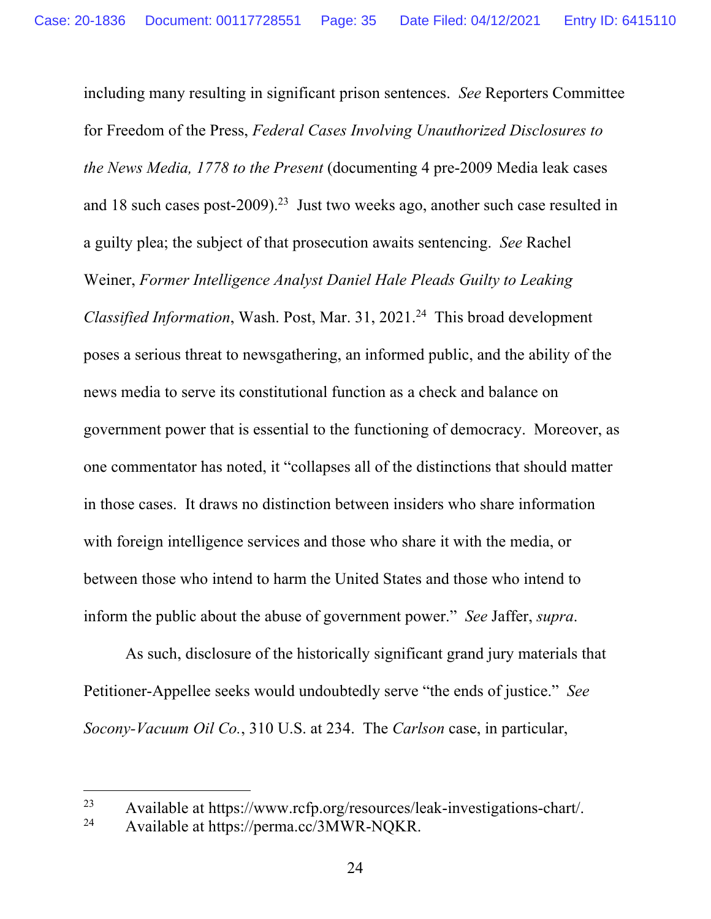including many resulting in significant prison sentences. *See* Reporters Committee for Freedom of the Press, *Federal Cases Involving Unauthorized Disclosures to the News Media, 1778 to the Present* (documenting 4 pre-2009 Media leak cases and 18 such cases post-2009).[23] Just two weeks ago, another such case resulted in a guilty plea; the subject of that prosecution awaits sentencing. *See* Rachel Weiner, *Former Intelligence Analyst Daniel Hale Pleads Guilty to Leaking Classified Information*, Wash. Post, Mar. 31, 2021.[24] This broad development poses a serious threat to newsgathering, an informed public, and the ability of the news media to serve its constitutional function as a check and balance on government power that is essential to the functioning of democracy. Moreover, as one commentator has noted, it "collapses all of the distinctions that should matter in those cases. It draws no distinction between insiders who share information with foreign intelligence services and those who share it with the media, or between those who intend to harm the United States and those who intend to inform the public about the abuse of government power." *See* Jaffer, *supra*.

As such, disclosure of the historically significant grand jury materials that Petitioner-Appellee seeks would undoubtedly serve "the ends of justice." *See Socony-Vacuum Oil Co.*, 310 U.S. at 234. The *Carlson* case, in particular,

---

[23] Available at https://www.rcfp.org/resources/leak-investigations-chart/.

[24] Available at https://perma.cc/3MWR-NQKR.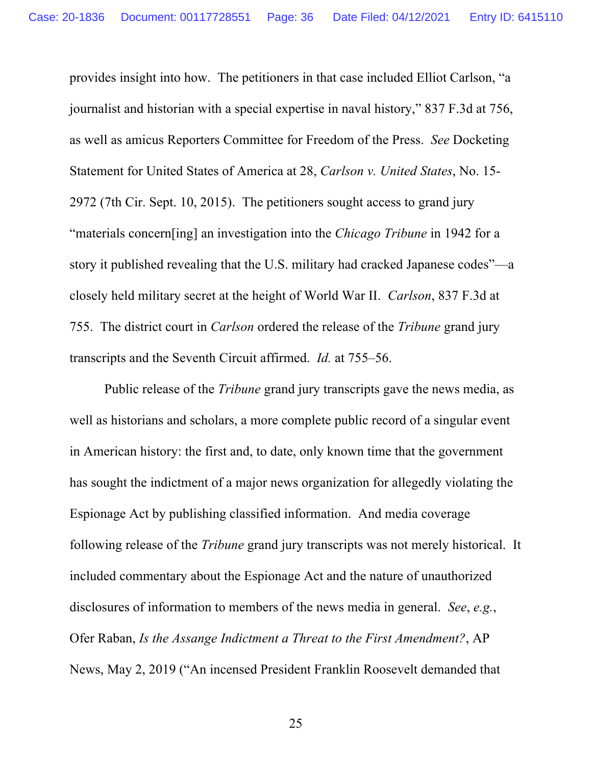provides insight into how. The petitioners in that case included Elliot Carlson, "a journalist and historian with a special expertise in naval history," 837 F.3d at 756, as well as amicus Reporters Committee for Freedom of the Press. *See* Docketing Statement for United States of America at 28, *Carlson v. United States*, No. 15-2972 (7th Cir. Sept. 10, 2015). The petitioners sought access to grand jury "materials concern[ing] an investigation into the *Chicago Tribune* in 1942 for a story it published revealing that the U.S. military had cracked Japanese codes"—a closely held military secret at the height of World War II. *Carlson*, 837 F.3d at 755. The district court in *Carlson* ordered the release of the *Tribune* grand jury transcripts and the Seventh Circuit affirmed. *Id.* at 755–56.

Public release of the *Tribune* grand jury transcripts gave the news media, as well as historians and scholars, a more complete public record of a singular event in American history: the first and, to date, only known time that the government has sought the indictment of a major news organization for allegedly violating the Espionage Act by publishing classified information. And media coverage following release of the *Tribune* grand jury transcripts was not merely historical. It included commentary about the Espionage Act and the nature of unauthorized disclosures of information to members of the news media in general. *See*, *e.g.*, Ofer Raban, *Is the Assange Indictment a Threat to the First Amendment?*, AP News, May 2, 2019 ("An incensed President Franklin Roosevelt demanded that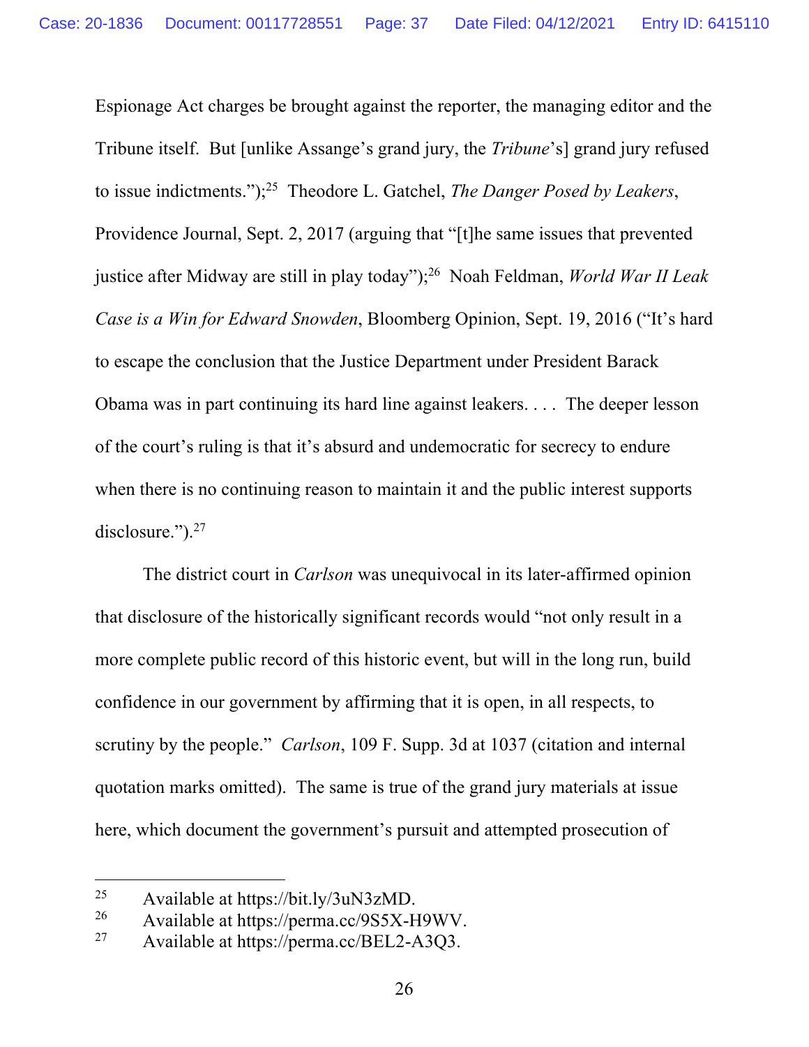Espionage Act charges be brought against the reporter, the managing editor and the Tribune itself. But [unlike Assange's grand jury, the *Tribune*'s] grand jury refused to issue indictments.");[25] Theodore L. Gatchel, *The Danger Posed by Leakers*, Providence Journal, Sept. 2, 2017 (arguing that "[t]he same issues that prevented justice after Midway are still in play today");[26] Noah Feldman, *World War II Leak Case is a Win for Edward Snowden*, Bloomberg Opinion, Sept. 19, 2016 ("It's hard to escape the conclusion that the Justice Department under President Barack Obama was in part continuing its hard line against leakers. . . . The deeper lesson of the court's ruling is that it's absurd and undemocratic for secrecy to endure when there is no continuing reason to maintain it and the public interest supports disclosure.").[27]

The district court in *Carlson* was unequivocal in its later-affirmed opinion that disclosure of the historically significant records would "not only result in a more complete public record of this historic event, but will in the long run, build confidence in our government by affirming that it is open, in all respects, to scrutiny by the people." *Carlson*, 109 F. Supp. 3d at 1037 (citation and internal quotation marks omitted). The same is true of the grand jury materials at issue here, which document the government's pursuit and attempted prosecution of

---

[25] Available at https://bit.ly/3uN3zMD.

[26] Available at https://perma.cc/9S5X-H9WV.

[27] Available at https://perma.cc/BEL2-A3Q3.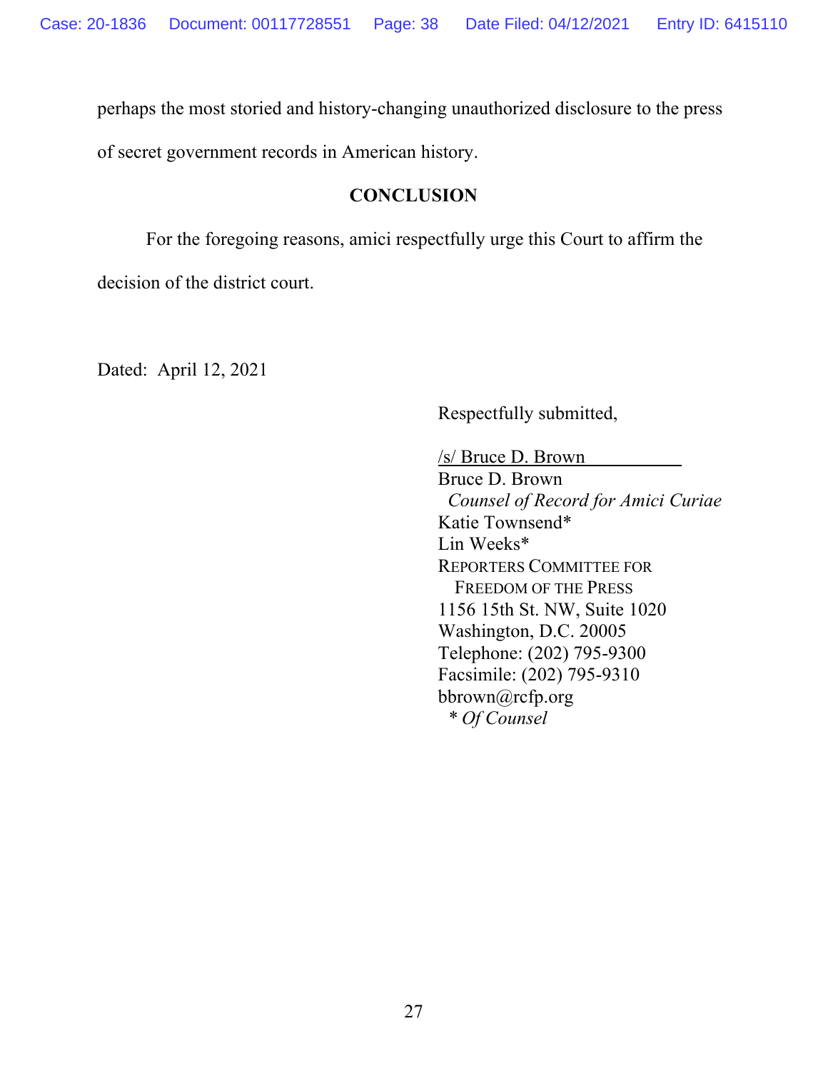perhaps the most storied and history-changing unauthorized disclosure to the press of secret government records in American history.

## CONCLUSION

For the foregoing reasons, amici respectfully urge this Court to affirm the decision of the district court.

Dated: April 12, 2021

Respectfully submitted,

/s/ Bruce D. Brown
Bruce D. Brown
*Counsel of Record for Amici Curiae*
Katie Townsend*
Lin Weeks*
REPORTERS COMMITTEE FOR FREEDOM OF THE PRESS
1156 15th St. NW, Suite 1020
Washington, D.C. 20005
Telephone: (202) 795-9300
Facsimile: (202) 795-9310
bbrown@rcfp.org
\* *Of Counsel*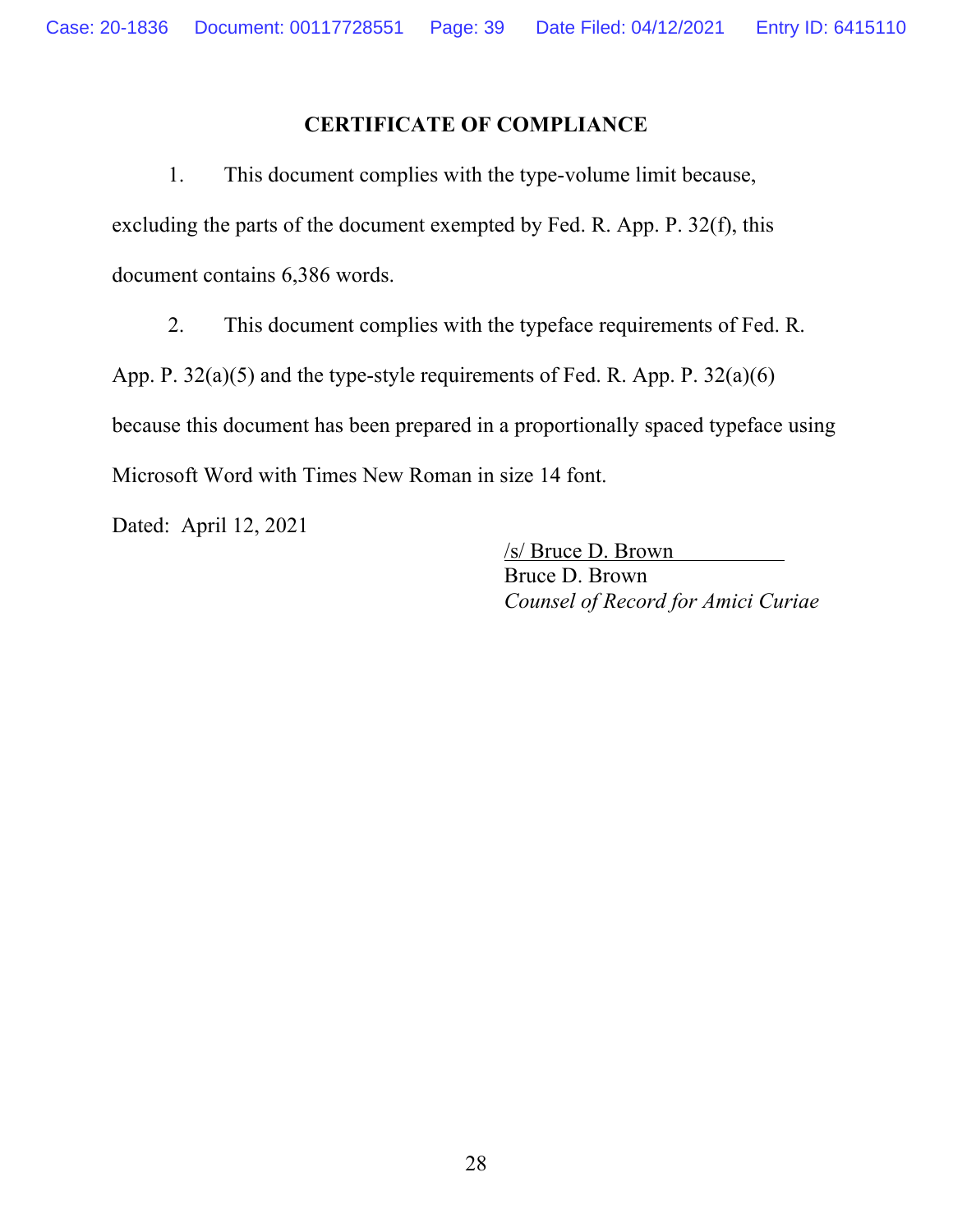## CERTIFICATE OF COMPLIANCE

1. This document complies with the type-volume limit because, excluding the parts of the document exempted by Fed. R. App. P. 32(f), this document contains 6,386 words.

2. This document complies with the typeface requirements of Fed. R. App. P. 32(a)(5) and the type-style requirements of Fed. R. App. P. 32(a)(6) because this document has been prepared in a proportionally spaced typeface using Microsoft Word with Times New Roman in size 14 font.

Dated: April 12, 2021

/s/ Bruce D. Brown
Bruce D. Brown
*Counsel of Record for Amici Curiae*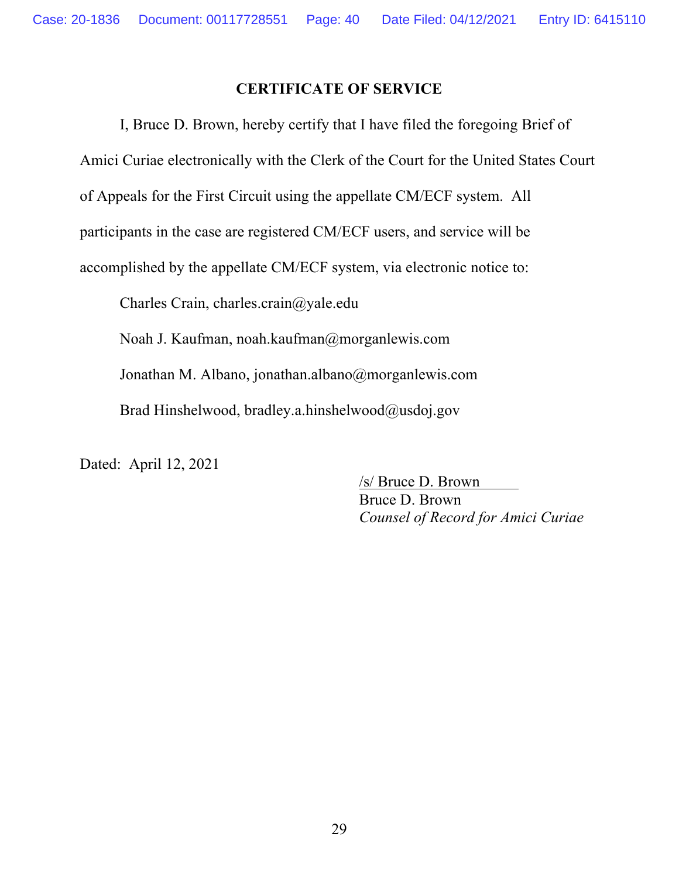## CERTIFICATE OF SERVICE

I, Bruce D. Brown, hereby certify that I have filed the foregoing Brief of Amici Curiae electronically with the Clerk of the Court for the United States Court of Appeals for the First Circuit using the appellate CM/ECF system. All participants in the case are registered CM/ECF users, and service will be accomplished by the appellate CM/ECF system, via electronic notice to:

Charles Crain, charles.crain@yale.edu

Noah J. Kaufman, noah.kaufman@morganlewis.com

Jonathan M. Albano, jonathan.albano@morganlewis.com

Brad Hinshelwood, bradley.a.hinshelwood@usdoj.gov

Dated: April 12, 2021

/s/ Bruce D. Brown
Bruce D. Brown
*Counsel of Record for Amici Curiae*